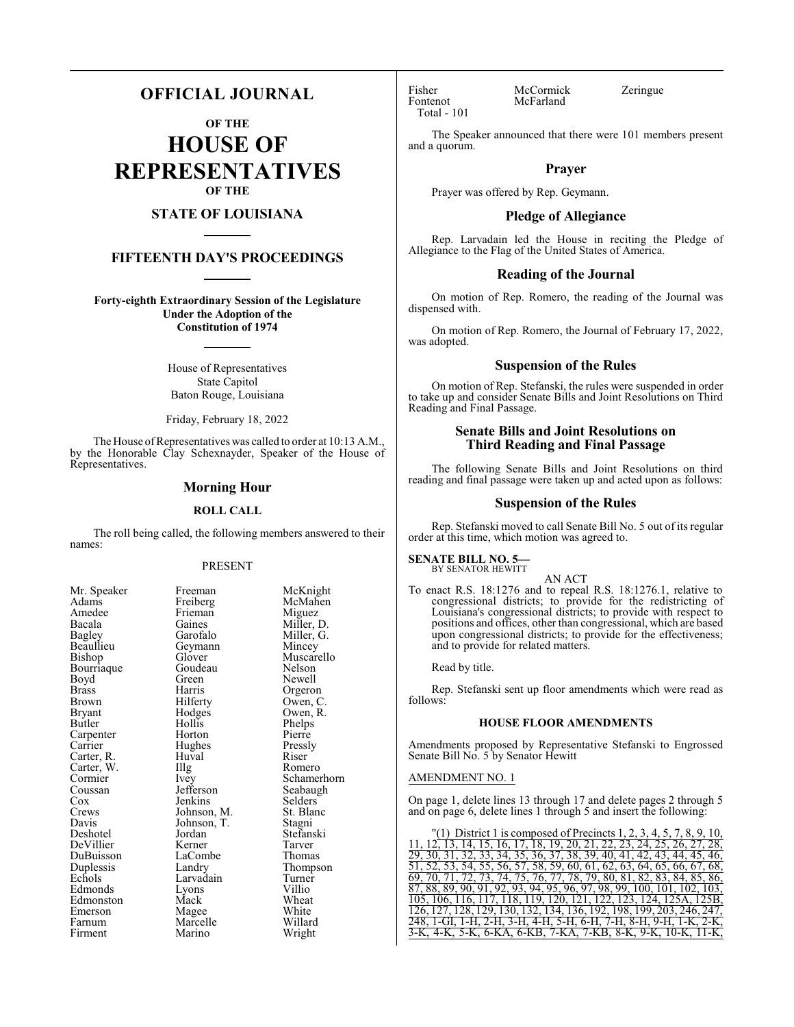# OFFICIAL JOURNAL

## OF THE

# HOUSE OF REPRESENTATIVES

## OF THE

## STATE OF LOUISIANA

## FIFTEENTH DAY'S PROCEEDINGS

**Forty-eighth Extraordinary Session of the Legislature Under the Adoption of the Constitution of 1974**

House of Representatives
State Capitol
Baton Rouge, Louisiana

Friday, February 18, 2022

The House of Representatives was called to order at 10:13 A.M., by the Honorable Clay Schexnayder, Speaker of the House of Representatives.

## Morning Hour

### ROLL CALL

The roll being called, the following members answered to their names:

PRESENT

| | | |
|---|---|---|
| Mr. Speaker | Freeman | McKnight |
| Adams | Freiberg | McMahen |
| Amedee | Frieman | Miguez |
| Bacala | Gaines | Miller, D. |
| Bagley | Garofalo | Miller, G. |
| Beaullieu | Geymann | Mincey |
| Bishop | Glover | Muscarello |
| Bourriaque | Goudeau | Nelson |
| Boyd | Green | Newell |
| Brass | Harris | Orgeron |
| Brown | Hilferty | Owen, C. |
| Bryant | Hodges | Owen, R. |
| Butler | Hollis | Phelps |
| Carpenter | Horton | Pierre |
| Carrier | Hughes | Pressly |
| Carter, R. | Huval | Riser |
| Carter, W. | Illg | Romero |
| Cormier | Ivey | Schamerhorn |
| Coussan | Jefferson | Seabaugh |
| Cox | Jenkins | Selders |
| Crews | Johnson, M. | St. Blanc |
| Davis | Johnson, T. | Stagni |
| Deshotel | Jordan | Stefanski |
| DeVillier | Kerner | Tarver |
| DuBuisson | LaCombe | Thomas |
| Duplessis | Landry | Thompson |
| Echols | Larvadain | Turner |
| Edmonds | Lyons | Villio |
| Edmonston | Mack | Wheat |
| Emerson | Magee | White |
| Farnum | Marcelle | Willard |
| Firment | Marino | Wright |
| Fisher | McCormick | Zeringue |
| Fontenot | McFarland | |

Total - 101

The Speaker announced that there were 101 members present and a quorum.

## Prayer

Prayer was offered by Rep. Geymann.

## Pledge of Allegiance

Rep. Larvadain led the House in reciting the Pledge of Allegiance to the Flag of the United States of America.

## Reading of the Journal

On motion of Rep. Romero, the reading of the Journal was dispensed with.

On motion of Rep. Romero, the Journal of February 17, 2022, was adopted.

## Suspension of the Rules

On motion of Rep. Stefanski, the rules were suspended in order to take up and consider Senate Bills and Joint Resolutions on Third Reading and Final Passage.

## Senate Bills and Joint Resolutions on Third Reading and Final Passage

The following Senate Bills and Joint Resolutions on third reading and final passage were taken up and acted upon as follows:

## Suspension of the Rules

Rep. Stefanski moved to call Senate Bill No. 5 out of its regular order at this time, which motion was agreed to.

**SENATE BILL NO. 5—**
BY SENATOR HEWITT

AN ACT

To enact R.S. 18:1276 and to repeal R.S. 18:1276.1, relative to congressional districts; to provide for the redistricting of Louisiana's congressional districts; to provide with respect to positions and offices, other than congressional, which are based upon congressional districts; to provide for the effectiveness; and to provide for related matters.

Read by title.

Rep. Stefanski sent up floor amendments which were read as follows:

**HOUSE FLOOR AMENDMENTS**

Amendments proposed by Representative Stefanski to Engrossed Senate Bill No. 5 by Senator Hewitt

AMENDMENT NO. 1

On page 1, delete lines 13 through 17 and delete pages 2 through 5 and on page 6, delete lines 1 through 5 and insert the following:

"(1) District 1 is composed of Precincts 1, 2, 3, 4, 5, 7, 8, 9, 10, 11, 12, 13, 14, 15, 16, 17, 18, 19, 20, 21, 22, 23, 24, 25, 26, 27, 28, 29, 30, 31, 32, 33, 34, 35, 36, 37, 38, 39, 40, 41, 42, 43, 44, 45, 46, 51, 52, 53, 54, 55, 56, 57, 58, 59, 60, 61, 62, 63, 64, 65, 66, 67, 68, 69, 70, 71, 72, 73, 74, 75, 76, 77, 78, 79, 80, 81, 82, 83, 84, 85, 86, 87, 88, 89, 90, 91, 92, 93, 94, 95, 96, 97, 98, 99, 100, 101, 102, 103, 105, 106, 116, 117, 118, 119, 120, 121, 122, 123, 124, 125A, 125B, 126, 127, 128, 129, 130, 132, 134, 136, 192, 198, 199, 203, 246, 247, 248, 1-GI, 1-H, 2-H, 3-H, 4-H, 5-H, 6-H, 7-H, 8-H, 9-H, 1-K, 2-K, 3-K, 4-K, 5-K, 6-KA, 6-KB, 7-KA, 7-KB, 8-K, 9-K, 10-K, 11-K,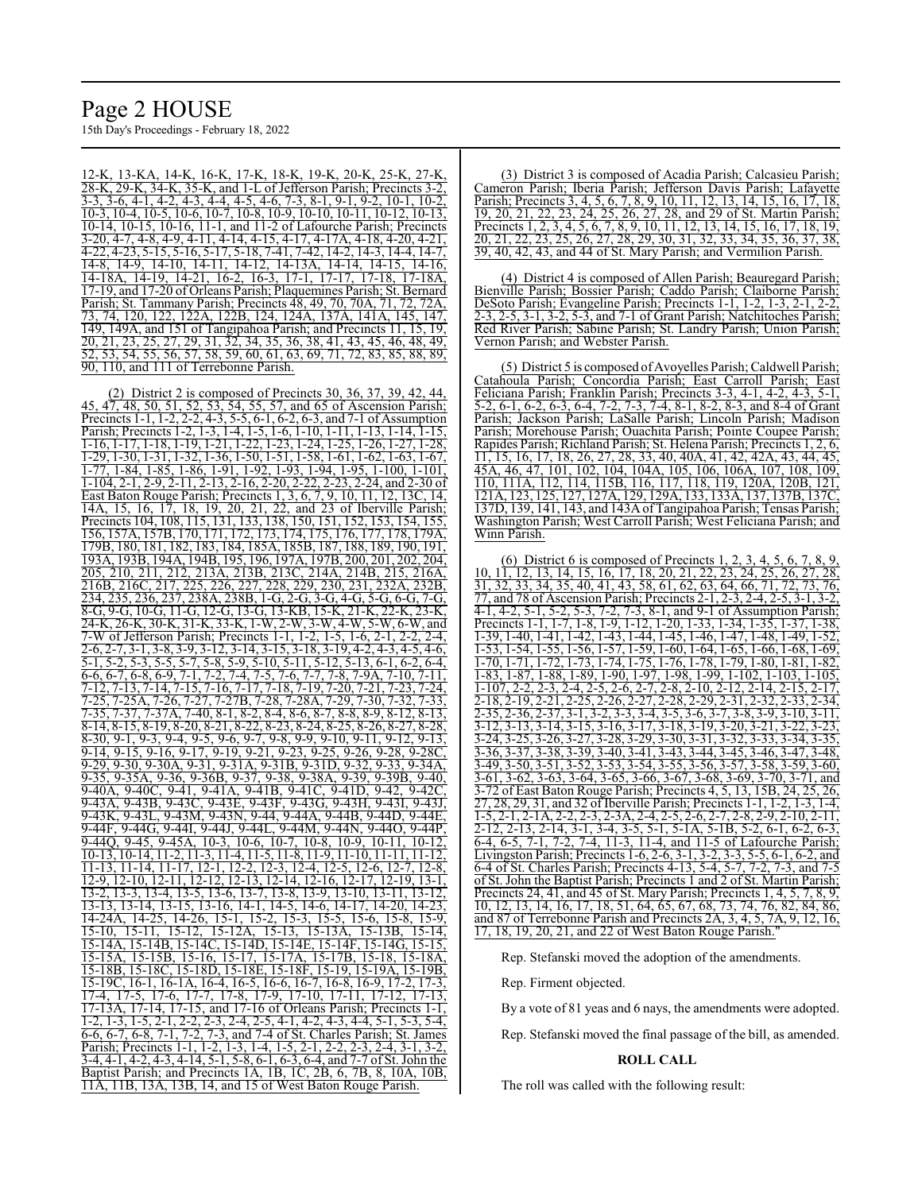12-K, 13-KA, 14-K, 16-K, 17-K, 18-K, 19-K, 20-K, 25-K, 27-K, 28-K, 29-K, 34-K, 35-K, and 1-L of Jefferson Parish; Precincts 3-2, 3-3, 3-6, 4-1, 4-2, 4-3, 4-4, 4-5, 4-6, 7-3, 8-1, 9-1, 9-2, 10-1, 10-2, 10-3, 10-4, 10-5, 10-6, 10-7, 10-8, 10-9, 10-10, 10-11, 10-12, 10-13, 10-14, 10-15, 10-16, 11-1, and 11-2 of Lafourche Parish; Precincts 3-20, 4-7, 4-8, 4-9, 4-11, 4-14, 4-15, 4-17, 4-17A, 4-18, 4-20, 4-21, 4-22, 4-23, 5-15, 5-16, 5-17, 5-18, 7-41, 7-42, 14-2, 14-3, 14-4, 14-7, 14-8, 14-9, 14-10, 14-11, 14-12, 14-13A, 14-14, 14-15, 14-16, 14-18A, 14-19, 14-21, 16-2, 16-3, 17-1, 17-17, 17-18, 17-18A, 17-19, and 17-20 of Orleans Parish; Plaquemines Parish; St. Bernard Parish; St. Tammany Parish; Precincts 48, 49, 70, 70A, 71, 72, 72A, 73, 74, 120, 122, 122A, 122B, 124, 124A, 137A, 141A, 145, 147, 149, 149A, and 151 of Tangipahoa Parish; and Precincts 11, 15, 19, 20, 21, 23, 25, 27, 29, 31, 32, 34, 35, 36, 38, 41, 43, 45, 46, 48, 49, 52, 53, 54, 55, 56, 57, 58, 59, 60, 61, 63, 69, 71, 72, 83, 85, 88, 89, 90, 110, and 111 of Terrebonne Parish.

(2) District 2 is composed of Precincts 30, 36, 37, 39, 42, 44, 45, 47, 48, 50, 51, 52, 53, 54, 55, 57, and 65 of Ascension Parish; Precincts 1-1, 1-2, 2-2, 4-3, 5-5, 6-1, 6-2, 6-3, and 7-1 of Assumption Parish; Precincts 1-2, 1-3, 1-4, 1-5, 1-6, 1-10, 1-11, 1-13, 1-14, 1-15, 1-16, 1-17, 1-18, 1-19, 1-21, 1-22, 1-23, 1-24, 1-25, 1-26, 1-27, 1-28, 1-29, 1-30, 1-31, 1-32, 1-36, 1-50, 1-51, 1-58, 1-61, 1-62, 1-63, 1-67, 1-77, 1-84, 1-85, 1-86, 1-91, 1-92, 1-93, 1-94, 1-95, 1-100, 1-101, 1-104, 2-1, 2-9, 2-11, 2-13, 2-16, 2-20, 2-22, 2-23, 2-24, and 2-30 of East Baton Rouge Parish; Precincts 1, 3, 6, 7, 9, 10, 11, 12, 13C, 14, 14A, 15, 16, 17, 18, 19, 20, 21, 22, and 23 of Iberville Parish; Precincts 104, 108, 115, 131, 133, 138, 150, 151, 152, 153, 154, 155, 156, 157A, 157B, 170, 171, 172, 173, 174, 175, 176, 177, 178, 179A, 179B, 180, 181, 182, 183, 184, 185A, 185B, 187, 188, 189, 190, 191, 193A, 193B, 194A, 194B, 195, 196, 197A, 197B, 200, 201, 202, 204, 205, 210, 211, 212, 213A, 213B, 213C, 214A, 214B, 215, 216A, 216B, 216C, 217, 225, 226, 227, 228, 229, 230, 231, 232A, 232B, 234, 235, 236, 237, 238A, 238B, 1-G, 2-G, 3-G, 4-G, 5-G, 6-G, 7-G, 8-G, 9-G, 10-G, 11-G, 12-G, 13-G, 13-KB, 15-K, 21-K, 22-K, 23-K, 24-K, 26-K, 30-K, 31-K, 33-K, 1-W, 2-W, 3-W, 4-W, 5-W, 6-W, and 7-W of Jefferson Parish; Precincts 1-1, 1-2, 1-5, 1-6, 2-1, 2-2, 2-4, 2-6, 2-7, 3-1, 3-8, 3-9, 3-12, 3-14, 3-15, 3-18, 3-19, 4-2, 4-3, 4-5, 4-6, 5-1, 5-2, 5-3, 5-5, 5-7, 5-8, 5-9, 5-10, 5-11, 5-12, 5-13, 6-1, 6-2, 6-4, 6-6, 6-7, 6-8, 6-9, 7-1, 7-2, 7-4, 7-5, 7-6, 7-7, 7-8, 7-9A, 7-10, 7-11, 7-12, 7-13, 7-14, 7-15, 7-16, 7-17, 7-18, 7-19, 7-20, 7-21, 7-23, 7-24, 7-25, 7-25A, 7-26, 7-27, 7-27B, 7-28, 7-28A, 7-29, 7-30, 7-32, 7-33, 7-35, 7-37, 7-37A, 7-40, 8-1, 8-2, 8-4, 8-6, 8-7, 8-8, 8-9, 8-12, 8-13, 8-14, 8-15, 8-19, 8-20, 8-21, 8-22, 8-23, 8-24, 8-25, 8-26, 8-27, 8-28, 8-30, 9-1, 9-3, 9-4, 9-5, 9-6, 9-7, 9-8, 9-9, 9-10, 9-11, 9-12, 9-13, 9-14, 9-15, 9-16, 9-17, 9-19, 9-21, 9-23, 9-25, 9-26, 9-28, 9-28C, 9-29, 9-30, 9-30A, 9-31, 9-31A, 9-31B, 9-31D, 9-32, 9-33, 9-34A, 9-35, 9-35A, 9-36, 9-36B, 9-37, 9-38, 9-38A, 9-39, 9-39B, 9-40, 9-40A, 9-40C, 9-41, 9-41A, 9-41B, 9-41C, 9-41D, 9-42, 9-42C, 9-43A, 9-43B, 9-43C, 9-43E, 9-43F, 9-43G, 9-43H, 9-43I, 9-43J, 9-43K, 9-43L, 9-43M, 9-43N, 9-44, 9-44A, 9-44B, 9-44D, 9-44E, 9-44F, 9-44G, 9-44I, 9-44J, 9-44L, 9-44M, 9-44N, 9-44O, 9-44P, 9-44Q, 9-45, 9-45A, 10-3, 10-6, 10-7, 10-8, 10-9, 10-11, 10-12, 10-13, 10-14, 11-2, 11-3, 11-4, 11-5, 11-8, 11-9, 11-10, 11-11, 11-12, 11-13, 11-14, 11-17, 12-1, 12-2, 12-3, 12-4, 12-5, 12-6, 12-7, 12-8, 12-9, 12-10, 12-11, 12-12, 12-13, 12-14, 12-16, 12-17, 12-19, 13-1, 13-2, 13-3, 13-4, 13-5, 13-6, 13-7, 13-8, 13-9, 13-10, 13-11, 13-12, 13-13, 13-14, 13-15, 13-16, 14-1, 14-5, 14-6, 14-17, 14-20, 14-23, 14-24A, 14-25, 14-26, 15-1, 15-2, 15-3, 15-5, 15-6, 15-8, 15-9, 15-10, 15-11, 15-12, 15-12A, 15-13, 15-13A, 15-13B, 15-14, 15-14A, 15-14B, 15-14C, 15-14D, 15-14E, 15-14F, 15-14G, 15-15, 15-15A, 15-15B, 15-16, 15-17, 15-17A, 15-17B, 15-18, 15-18A, 15-18B, 15-18C, 15-18D, 15-18E, 15-18F, 15-19, 15-19A, 15-19B, 15-19C, 16-1, 16-1A, 16-4, 16-5, 16-6, 16-7, 16-8, 16-9, 17-2, 17-3, 17-4, 17-5, 17-6, 17-7, 17-8, 17-9, 17-10, 17-11, 17-12, 17-13, 17-13A, 17-14, 17-15, and 17-16 of Orleans Parish; Precincts 1-1, 1-2, 1-3, 1-5, 2-1, 2-2, 2-3, 2-4, 2-5, 4-1, 4-2, 4-3, 4-4, 5-1, 5-3, 5-4, 6-6, 6-7, 6-8, 7-1, 7-2, 7-3, and 7-4 of St. Charles Parish; St. James Parish; Precincts 1-1, 1-2, 1-3, 1-4, 1-5, 2-1, 2-2, 2-3, 2-4, 3-1, 3-2, 3-4, 4-1, 4-2, 4-3, 4-14, 5-1, 5-8, 6-1, 6-3, 6-4, and 7-7 of St. John the Baptist Parish; and Precincts 1A, 1B, 1C, 2B, 6, 7B, 8, 10A, 10B, 11A, 11B, 13A, 13B, 14, and 15 of West Baton Rouge Parish.

(3) District 3 is composed of Acadia Parish; Calcasieu Parish; Cameron Parish; Iberia Parish; Jefferson Davis Parish; Lafayette Parish; Precincts 3, 4, 5, 6, 7, 8, 9, 10, 11, 12, 13, 14, 15, 16, 17, 18, 19, 20, 21, 22, 23, 24, 25, 26, 27, 28, and 29 of St. Martin Parish; Precincts 1, 2, 3, 4, 5, 6, 7, 8, 9, 10, 11, 12, 13, 14, 15, 16, 17, 18, 19, 20, 21, 22, 23, 25, 26, 27, 28, 29, 30, 31, 32, 33, 34, 35, 36, 37, 38, 39, 40, 42, 43, and 44 of St. Mary Parish; and Vermilion Parish.

(4) District 4 is composed of Allen Parish; Beauregard Parish; Bienville Parish; Bossier Parish; Caddo Parish; Claiborne Parish; DeSoto Parish; Evangeline Parish; Precincts 1-1, 1-2, 1-3, 2-1, 2-2, 2-3, 2-5, 3-1, 3-2, 5-3, and 7-1 of Grant Parish; Natchitoches Parish; Red River Parish; Sabine Parish; St. Landry Parish; Union Parish; Vernon Parish; and Webster Parish.

(5) District 5 is composed of Avoyelles Parish; Caldwell Parish; Catahoula Parish; Concordia Parish; East Carroll Parish; East Feliciana Parish; Franklin Parish; Precincts 3-3, 4-1, 4-2, 4-3, 5-1, 5-2, 6-1, 6-2, 6-3, 6-4, 7-2, 7-3, 7-4, 8-1, 8-2, 8-3, and 8-4 of Grant Parish; Jackson Parish; LaSalle Parish; Lincoln Parish; Madison Parish; Morehouse Parish; Ouachita Parish; Pointe Coupee Parish; Rapides Parish; Richland Parish; St. Helena Parish; Precincts 1, 2, 6, 11, 15, 16, 17, 18, 26, 27, 28, 33, 40, 40A, 41, 42, 42A, 43, 44, 45, 45A, 46, 47, 101, 102, 104, 104A, 105, 106, 106A, 107, 108, 109, 110, 111A, 112, 114, 115B, 116, 117, 118, 119, 120A, 120B, 121, 121A, 123, 125, 127, 127A, 129, 129A, 133, 133A, 137, 137B, 137C, 137D, 139, 141, 143, and 143A of Tangipahoa Parish; Tensas Parish; Washington Parish; West Carroll Parish; West Feliciana Parish; and Winn Parish.

(6) District 6 is composed of Precincts 1, 2, 3, 4, 5, 6, 7, 8, 9, 10, 11, 12, 13, 14, 15, 16, 17, 18, 20, 21, 22, 23, 24, 25, 26, 27, 28, 31, 32, 33, 34, 35, 40, 41, 43, 58, 61, 62, 63, 64, 66, 71, 72, 73, 76, 77, and 78 of Ascension Parish; Precincts 2-1, 2-3, 2-4, 2-5, 3-1, 3-2, 4-1, 4-2, 5-1, 5-2, 5-3, 7-2, 7-3, 8-1, and 9-1 of Assumption Parish; Precincts 1-1, 1-7, 1-8, 1-9, 1-12, 1-20, 1-33, 1-34, 1-35, 1-37, 1-38, 1-39, 1-40, 1-41, 1-42, 1-43, 1-44, 1-45, 1-46, 1-47, 1-48, 1-49, 1-52, 1-53, 1-54, 1-55, 1-56, 1-57, 1-59, 1-60, 1-64, 1-65, 1-66, 1-68, 1-69, 1-70, 1-71, 1-72, 1-73, 1-74, 1-75, 1-76, 1-78, 1-79, 1-80, 1-81, 1-82, 1-83, 1-87, 1-88, 1-89, 1-90, 1-97, 1-98, 1-99, 1-102, 1-103, 1-105, 1-107, 2-2, 2-3, 2-4, 2-5, 2-6, 2-7, 2-8, 2-10, 2-12, 2-14, 2-15, 2-17, 2-18, 2-19, 2-21, 2-25, 2-26, 2-27, 2-28, 2-29, 2-31, 2-32, 2-33, 2-34, 2-35, 2-36, 2-37, 3-1, 3-2, 3-3, 3-4, 3-5, 3-6, 3-7, 3-8, 3-9, 3-10, 3-11, 3-12, 3-13, 3-14, 3-15, 3-16, 3-17, 3-18, 3-19, 3-20, 3-21, 3-22, 3-23, 3-24, 3-25, 3-26, 3-27, 3-28, 3-29, 3-30, 3-31, 3-32, 3-33, 3-34, 3-35, 3-36, 3-37, 3-38, 3-39, 3-40, 3-41, 3-43, 3-44, 3-45, 3-46, 3-47, 3-48, 3-49, 3-50, 3-51, 3-52, 3-53, 3-54, 3-55, 3-56, 3-57, 3-58, 3-59, 3-60, 3-61, 3-62, 3-63, 3-64, 3-65, 3-66, 3-67, 3-68, 3-69, 3-70, 3-71, and 3-72 of East Baton Rouge Parish; Precincts 4, 5, 13, 15B, 24, 25, 26, 27, 28, 29, 31, and 32 of Iberville Parish; Precincts 1-1, 1-2, 1-3, 1-4, 1-5, 2-1, 2-1A, 2-2, 2-3, 2-3A, 2-4, 2-5, 2-6, 2-7, 2-8, 2-9, 2-10, 2-11, 2-12, 2-13, 2-14, 3-1, 3-4, 3-5, 5-1, 5-1A, 5-1B, 5-2, 6-1, 6-2, 6-3, 6-4, 6-5, 7-1, 7-2, 7-4, 11-3, 11-4, and 11-5 of Lafourche Parish; Livingston Parish; Precincts 1-6, 2-6, 3-1, 3-2, 3-3, 5-5, 6-1, 6-2, and 6-4 of St. Charles Parish; Precincts 4-13, 5-4, 5-7, 7-2, 7-3, and 7-5 of St. John the Baptist Parish; Precincts 1 and 2 of St. Martin Parish; Precincts 24, 41, and 45 of St. Mary Parish; Precincts 1, 4, 5, 7, 8, 9, 10, 12, 13, 14, 16, 17, 18, 51, 64, 65, 67, 68, 73, 74, 76, 82, 84, 86, and 87 of Terrebonne Parish and Precincts 2A, 3, 4, 5, 7A, 9, 12, 16, 17, 18, 19, 20, 21, and 22 of West Baton Rouge Parish."

Rep. Stefanski moved the adoption of the amendments.

Rep. Firment objected.

By a vote of 81 yeas and 6 nays, the amendments were adopted.

Rep. Stefanski moved the final passage of the bill, as amended.

**ROLL CALL**

The roll was called with the following result: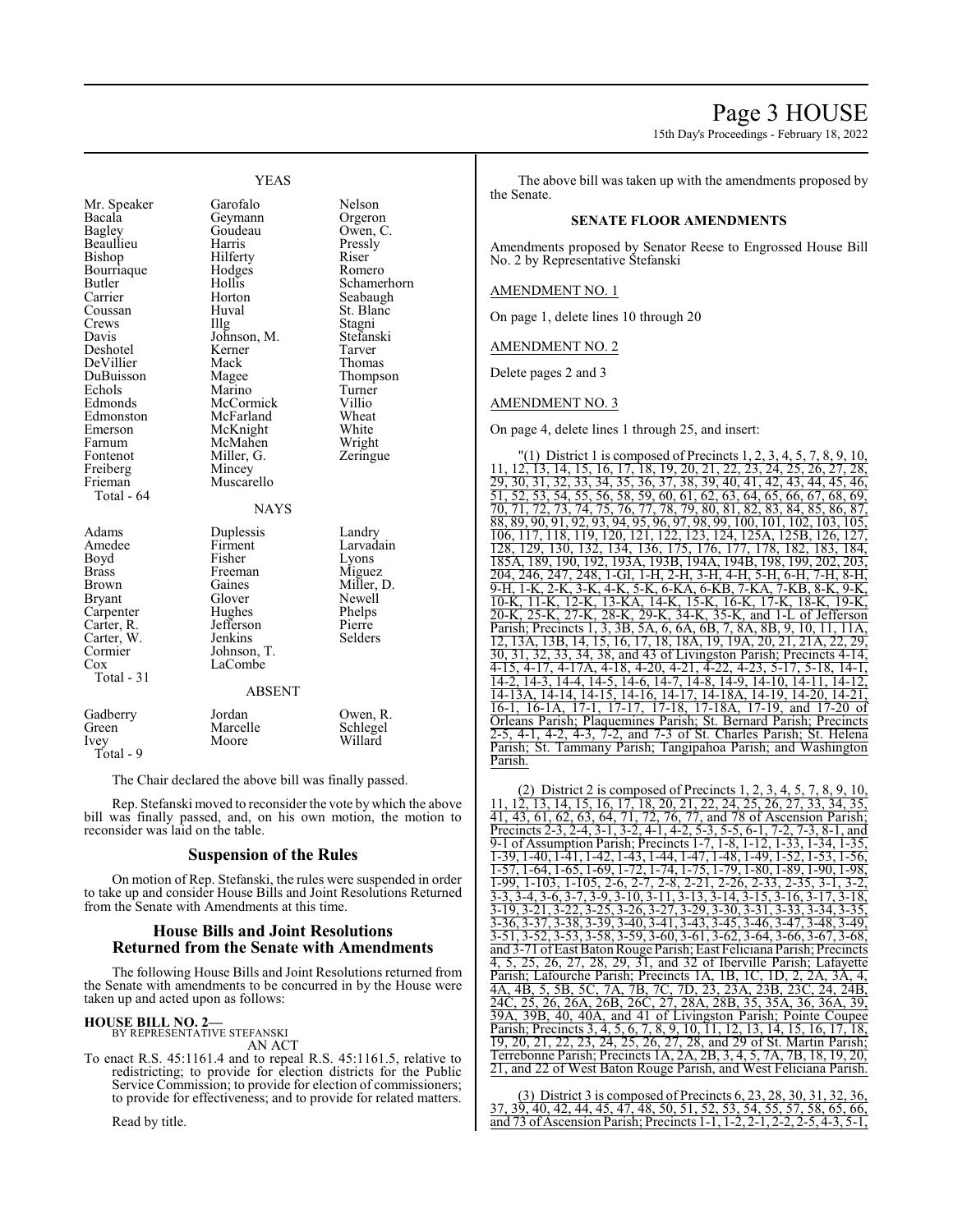YEAS

| | | |
|---|---|---|
| Mr. Speaker | Garofalo | Nelson |
| Bacala | Geymann | Orgeron |
| Bagley | Goudeau | Owen, C. |
| Beaullieu | Harris | Pressly |
| Bishop | Hilferty | Riser |
| Bourriaque | Hodges | Romero |
| Butler | Hollis | Schamerhorn |
| Carrier | Horton | Seabaugh |
| Coussan | Huval | St. Blanc |
| Crews | Illg | Stagni |
| Davis | Johnson, M. | Stefanski |
| Deshotel | Kerner | Tarver |
| DeVillier | Mack | Thomas |
| DuBuisson | Magee | Thompson |
| Echols | Marino | Turner |
| Edmonds | McCormick | Villio |
| Edmonston | McFarland | Wheat |
| Emerson | McKnight | White |
| Farnum | McMahen | Wright |
| Fontenot | Miller, G. | Zeringue |
| Freiberg | Mincey | |
| Frieman | Muscarello | |
| Total - 64 | | |

NAYS

| | | |
|---|---|---|
| Adams | Duplessis | Landry |
| Amedee | Firment | Larvadain |
| Boyd | Fisher | Lyons |
| Brass | Freeman | Miguez |
| Brown | Gaines | Miller, D. |
| Bryant | Glover | Newell |
| Carpenter | Hughes | Phelps |
| Carter, R. | Jefferson | Pierre |
| Carter, W. | Jenkins | Selders |
| Cormier | Johnson, T. | |
| Cox | LaCombe | |
| Total - 31 | | |

ABSENT

| | | |
|---|---|---|
| Gadberry | Jordan | Owen, R. |
| Green | Marcelle | Schlegel |
| Ivey | Moore | Willard |
| Total - 9 | | |

The Chair declared the above bill was finally passed.

Rep. Stefanski moved to reconsider the vote by which the above bill was finally passed, and, on his own motion, the motion to reconsider was laid on the table.

## Suspension of the Rules

On motion of Rep. Stefanski, the rules were suspended in order to take up and consider House Bills and Joint Resolutions Returned from the Senate with Amendments at this time.

## House Bills and Joint Resolutions Returned from the Senate with Amendments

The following House Bills and Joint Resolutions returned from the Senate with amendments to be concurred in by the House were taken up and acted upon as follows:

**HOUSE BILL NO. 2—**
BY REPRESENTATIVE STEFANSKI
AN ACT

To enact R.S. 45:1161.4 and to repeal R.S. 45:1161.5, relative to redistricting; to provide for election districts for the Public Service Commission; to provide for election of commissioners; to provide for effectiveness; and to provide for related matters.

Read by title.

The above bill was taken up with the amendments proposed by the Senate.

**SENATE FLOOR AMENDMENTS**

Amendments proposed by Senator Reese to Engrossed House Bill No. 2 by Representative Stefanski

AMENDMENT NO. 1

On page 1, delete lines 10 through 20

AMENDMENT NO. 2

Delete pages 2 and 3

AMENDMENT NO. 3

On page 4, delete lines 1 through 25, and insert:

"(1) District 1 is composed of Precincts 1, 2, 3, 4, 5, 7, 8, 9, 10, 11, 12, 13, 14, 15, 16, 17, 18, 19, 20, 21, 22, 23, 24, 25, 26, 27, 28, 29, 30, 31, 32, 33, 34, 35, 36, 37, 38, 39, 40, 41, 42, 43, 44, 45, 46, 51, 52, 53, 54, 55, 56, 58, 59, 60, 61, 62, 63, 64, 65, 66, 67, 68, 69, 70, 71, 72, 73, 74, 75, 76, 77, 78, 79, 80, 81, 82, 83, 84, 85, 86, 87, 88, 89, 90, 91, 92, 93, 94, 95, 96, 97, 98, 99, 100, 101, 102, 103, 105, 106, 117, 118, 119, 120, 121, 122, 123, 124, 125A, 125B, 126, 127, 128, 129, 130, 132, 134, 136, 175, 176, 177, 178, 182, 183, 184, 185A, 189, 190, 192, 193A, 193B, 194A, 194B, 198, 199, 202, 203, 204, 246, 247, 248, 1-GI, 1-H, 2-H, 3-H, 4-H, 5-H, 6-H, 7-H, 8-H, 9-H, 1-K, 2-K, 3-K, 4-K, 5-K, 6-KA, 6-KB, 7-KA, 7-KB, 8-K, 9-K, 10-K, 11-K, 12-K, 13-KA, 14-K, 15-K, 16-K, 17-K, 18-K, 19-K, 20-K, 25-K, 27-K, 28-K, 29-K, 34-K, 35-K, and 1-L of Jefferson Parish; Precincts 1, 3, 3B, 5A, 6, 6A, 6B, 7, 8A, 8B, 9, 10, 11, 11A, 12, 13A, 13B, 14, 15, 16, 17, 18, 18A, 19, 19A, 20, 21, 21A, 22, 29, 30, 31, 32, 33, 34, 38, and 43 of Livingston Parish; Precincts 4-14, 4-15, 4-17, 4-17A, 4-18, 4-20, 4-21, 4-22, 4-23, 5-17, 5-18, 14-1, 14-2, 14-3, 14-4, 14-5, 14-6, 14-7, 14-8, 14-9, 14-10, 14-11, 14-12, 14-13A, 14-14, 14-15, 14-16, 14-17, 14-18A, 14-19, 14-20, 14-21, 16-1, 16-1A, 17-1, 17-17, 17-18, 17-18A, 17-19, and 17-20 of Orleans Parish; Plaquemines Parish; St. Bernard Parish; Precincts 2-5, 4-1, 4-2, 4-3, 7-2, and 7-3 of St. Charles Parish; St. Helena Parish; St. Tammany Parish; Tangipahoa Parish; and Washington Parish.

(2) District 2 is composed of Precincts 1, 2, 3, 4, 5, 7, 8, 9, 10, 11, 12, 13, 14, 15, 16, 17, 18, 20, 21, 22, 24, 25, 26, 27, 33, 34, 35, 41, 43, 61, 62, 63, 64, 71, 72, 76, 77, and 78 of Ascension Parish; Precincts 2-3, 2-4, 3-1, 3-2, 4-1, 4-2, 5-3, 5-5, 6-1, 7-2, 7-3, 8-1, and 9-1 of Assumption Parish; Precincts 1-7, 1-8, 1-12, 1-33, 1-34, 1-35, 1-39, 1-40, 1-41, 1-42, 1-43, 1-44, 1-47, 1-48, 1-49, 1-52, 1-53, 1-56, 1-57, 1-64, 1-65, 1-69, 1-72, 1-74, 1-75, 1-79, 1-80, 1-89, 1-90, 1-98, 1-99, 1-103, 1-105, 2-6, 2-7, 2-8, 2-21, 2-26, 2-33, 2-35, 3-1, 3-2, 3-3, 3-4, 3-6, 3-7, 3-9, 3-10, 3-11, 3-13, 3-14, 3-15, 3-16, 3-17, 3-18, 3-19, 3-21, 3-22, 3-25, 3-26, 3-27, 3-29, 3-30, 3-31, 3-33, 3-34, 3-35, 3-36, 3-37, 3-38, 3-39, 3-40, 3-41, 3-43, 3-45, 3-46, 3-47, 3-48, 3-49, 3-51, 3-52, 3-53, 3-58, 3-59, 3-60, 3-61, 3-62, 3-64, 3-66, 3-67, 3-68, and 3-71 of East Baton Rouge Parish; East Feliciana Parish; Precincts 4, 5, 25, 26, 27, 28, 29, 31, and 32 of Iberville Parish; Lafayette Parish; Lafourche Parish; Precincts 1A, 1B, 1C, 1D, 2, 2A, 3A, 4, 4A, 4B, 5, 5B, 5C, 7A, 7B, 7C, 7D, 23, 23A, 23B, 23C, 24, 24B, 24C, 25, 26, 26A, 26B, 26C, 27, 28A, 28B, 35, 35A, 36, 36A, 39, 39A, 39B, 40, 40A, and 41 of Livingston Parish; Pointe Coupee Parish; Precincts 3, 4, 5, 6, 7, 8, 9, 10, 11, 12, 13, 14, 15, 16, 17, 18, 19, 20, 21, 22, 23, 24, 25, 26, 27, 28, and 29 of St. Martin Parish; Terrebonne Parish; Precincts 1A, 2A, 2B, 3, 4, 5, 7A, 7B, 18, 19, 20, 21, and 22 of West Baton Rouge Parish, and West Feliciana Parish.

(3) District 3 is composed of Precincts 6, 23, 28, 30, 31, 32, 36, 37, 39, 40, 42, 44, 45, 47, 48, 50, 51, 52, 53, 54, 55, 57, 58, 65, 66, and 73 of Ascension Parish; Precincts 1-1, 1-2, 2-1, 2-2, 2-5, 4-3, 5-1,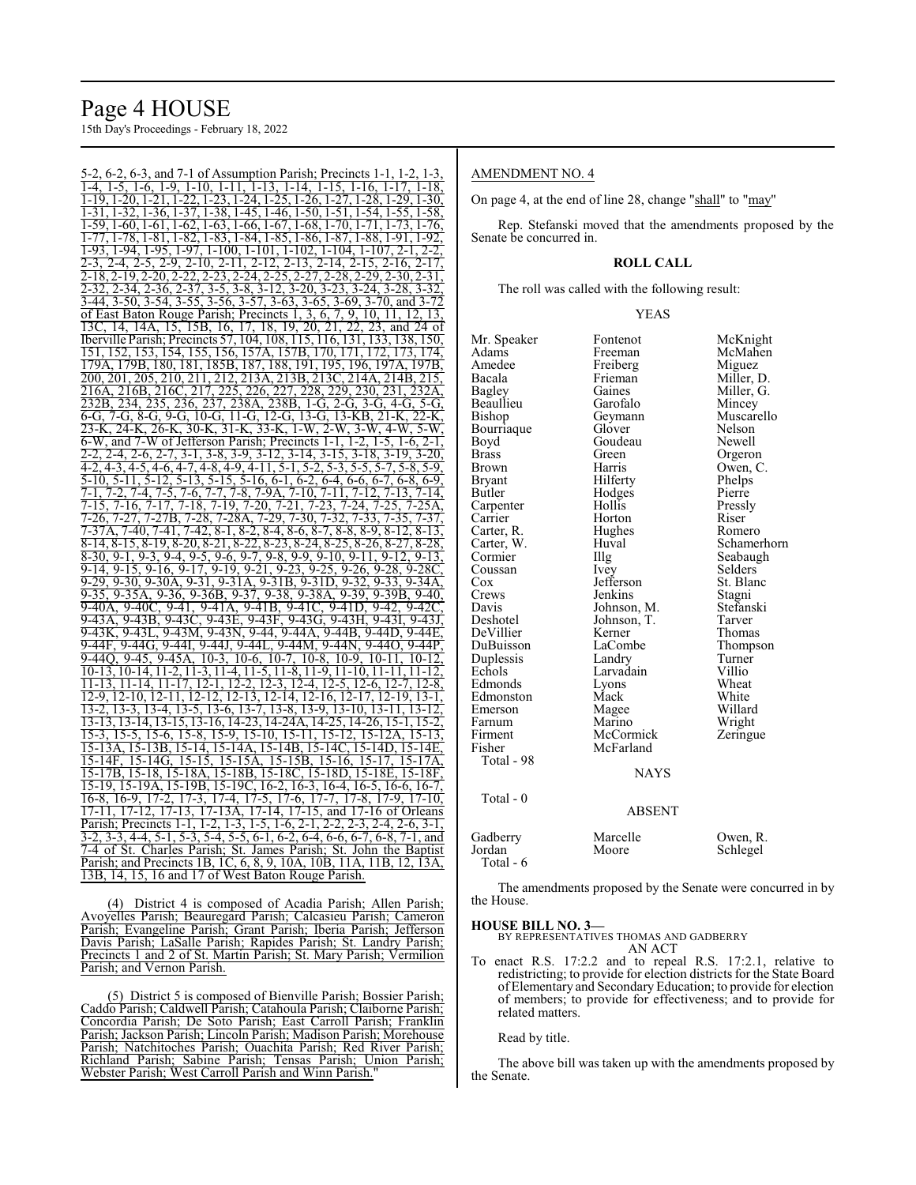5-2, 6-2, 6-3, and 7-1 of Assumption Parish; Precincts 1-1, 1-2, 1-3, 1-4, 1-5, 1-6, 1-9, 1-10, 1-11, 1-13, 1-14, 1-15, 1-16, 1-17, 1-18, 1-19, 1-20, 1-21, 1-22, 1-23, 1-24, 1-25, 1-26, 1-27, 1-28, 1-29, 1-30, 1-31, 1-32, 1-36, 1-37, 1-38, 1-45, 1-46, 1-50, 1-51, 1-54, 1-55, 1-58, 1-59, 1-60, 1-61, 1-62, 1-63, 1-66, 1-67, 1-68, 1-70, 1-71, 1-73, 1-76, 1-77, 1-78, 1-81, 1-82, 1-83, 1-84, 1-85, 1-86, 1-87, 1-88, 1-91, 1-92, 1-93, 1-94, 1-95, 1-97, 1-100, 1-101, 1-102, 1-104, 1-107, 2-1, 2-2, 2-3, 2-4, 2-5, 2-9, 2-10, 2-11, 2-12, 2-13, 2-14, 2-15, 2-16, 2-17, 2-18, 2-19, 2-20, 2-22, 2-23, 2-24, 2-25, 2-27, 2-28, 2-29, 2-30, 2-31, 2-32, 2-34, 2-36, 2-37, 3-5, 3-8, 3-12, 3-20, 3-23, 3-24, 3-28, 3-32, 3-44, 3-50, 3-54, 3-55, 3-56, 3-57, 3-63, 3-65, 3-69, 3-70, and 3-72 of East Baton Rouge Parish; Precincts 1, 3, 6, 7, 9, 10, 11, 12, 13, 13C, 14, 14A, 15, 15B, 16, 17, 18, 19, 20, 21, 22, 23, and 24 of Iberville Parish; Precincts 57, 104, 108, 115, 116, 131, 133, 138, 150, 151, 152, 153, 154, 155, 156, 157A, 157B, 170, 171, 172, 173, 174, 179A, 179B, 180, 181, 185B, 187, 188, 191, 195, 196, 197A, 197B, 200, 201, 205, 210, 211, 212, 213A, 213B, 213C, 214A, 214B, 215, 216A, 216B, 216C, 217, 225, 226, 227, 228, 229, 230, 231, 232A, 232B, 234, 235, 236, 237, 238A, 238B, 1-G, 2-G, 3-G, 4-G, 5-G, 6-G, 7-G, 8-G, 9-G, 10-G, 11-G, 12-G, 13-G, 13-KB, 21-K, 22-K, 23-K, 24-K, 26-K, 30-K, 31-K, 33-K, 1-W, 2-W, 3-W, 4-W, 5-W, 6-W, and 7-W of Jefferson Parish; Precincts 1-1, 1-2, 1-5, 1-6, 2-1, 2-2, 2-4, 2-6, 2-7, 3-1, 3-8, 3-9, 3-12, 3-14, 3-15, 3-18, 3-19, 3-20, 4-2, 4-3, 4-5, 4-6, 4-7, 4-8, 4-9, 4-11, 5-1, 5-2, 5-3, 5-5, 5-7, 5-8, 5-9, 5-10, 5-11, 5-12, 5-13, 5-15, 5-16, 6-1, 6-2, 6-4, 6-6, 6-7, 6-8, 6-9, 7-1, 7-2, 7-4, 7-5, 7-6, 7-7, 7-8, 7-9A, 7-10, 7-11, 7-12, 7-13, 7-14, 7-15, 7-16, 7-17, 7-18, 7-19, 7-20, 7-21, 7-23, 7-24, 7-25, 7-25A, 7-26, 7-27, 7-27B, 7-28, 7-28A, 7-29, 7-30, 7-32, 7-33, 7-35, 7-37, 7-37A, 7-40, 7-41, 7-42, 8-1, 8-2, 8-4, 8-6, 8-7, 8-8, 8-9, 8-12, 8-13, 8-14, 8-15, 8-19, 8-20, 8-21, 8-22, 8-23, 8-24, 8-25, 8-26, 8-27, 8-28, 8-30, 9-1, 9-3, 9-4, 9-5, 9-6, 9-7, 9-8, 9-9, 9-10, 9-11, 9-12, 9-13, 9-14, 9-15, 9-16, 9-17, 9-19, 9-21, 9-23, 9-25, 9-26, 9-28, 9-28C, 9-29, 9-30, 9-30A, 9-31, 9-31A, 9-31B, 9-31D, 9-32, 9-33, 9-34A, 9-35, 9-35A, 9-36, 9-36B, 9-37, 9-38, 9-38A, 9-39, 9-39B, 9-40, 9-40A, 9-40C, 9-41, 9-41A, 9-41B, 9-41C, 9-41D, 9-42, 9-42C, 9-43A, 9-43B, 9-43C, 9-43E, 9-43F, 9-43G, 9-43H, 9-43I, 9-43J, 9-43K, 9-43L, 9-43M, 9-43N, 9-44, 9-44A, 9-44B, 9-44D, 9-44E, 9-44F, 9-44G, 9-44I, 9-44J, 9-44L, 9-44M, 9-44N, 9-44O, 9-44P, 9-44Q, 9-45, 9-45A, 10-3, 10-6, 10-7, 10-8, 10-9, 10-11, 10-12, 10-13, 10-14, 11-2, 11-3, 11-4, 11-5, 11-8, 11-9, 11-10, 11-11, 11-12, 11-13, 11-14, 11-17, 12-1, 12-2, 12-3, 12-4, 12-5, 12-6, 12-7, 12-8, 12-9, 12-10, 12-11, 12-12, 12-13, 12-14, 12-16, 12-17, 12-19, 13-1, 13-2, 13-3, 13-4, 13-5, 13-6, 13-7, 13-8, 13-9, 13-10, 13-11, 13-12, 13-13, 13-14, 13-15, 13-16, 14-23, 14-24A, 14-25, 14-26, 15-1, 15-2, 15-3, 15-5, 15-6, 15-8, 15-9, 15-10, 15-11, 15-12, 15-12A, 15-13, 15-13A, 15-13B, 15-14, 15-14A, 15-14B, 15-14C, 15-14D, 15-14E, 15-14F, 15-14G, 15-15, 15-15A, 15-15B, 15-16, 15-17, 15-17A, 15-17B, 15-18, 15-18A, 15-18B, 15-18C, 15-18D, 15-18E, 15-18F, 15-19, 15-19A, 15-19B, 15-19C, 16-2, 16-3, 16-4, 16-5, 16-6, 16-7, 16-8, 16-9, 17-2, 17-3, 17-4, 17-5, 17-6, 17-7, 17-8, 17-9, 17-10, 17-11, 17-12, 17-13, 17-13A, 17-14, 17-15, and 17-16 of Orleans Parish; Precincts 1-1, 1-2, 1-3, 1-5, 1-6, 2-1, 2-2, 2-3, 2-4, 2-6, 3-1, 3-2, 3-3, 4-4, 5-1, 5-3, 5-4, 5-5, 6-1, 6-2, 6-4, 6-6, 6-7, 6-8, 7-1, and 7-4 of St. Charles Parish; St. James Parish; St. John the Baptist Parish; and Precincts 1B, 1C, 6, 8, 9, 10A, 10B, 11A, 11B, 12, 13A, 13B, 14, 15, 16 and 17 of West Baton Rouge Parish.

(4) District 4 is composed of Acadia Parish; Allen Parish; Avoyelles Parish; Beauregard Parish; Calcasieu Parish; Cameron Parish; Evangeline Parish; Grant Parish; Iberia Parish; Jefferson Davis Parish; LaSalle Parish; Rapides Parish; St. Landry Parish; Precincts 1 and 2 of St. Martin Parish; St. Mary Parish; Vermilion Parish; and Vernon Parish.

(5) District 5 is composed of Bienville Parish; Bossier Parish; Caddo Parish; Caldwell Parish; Catahoula Parish; Claiborne Parish; Concordia Parish; De Soto Parish; East Carroll Parish; Franklin Parish; Jackson Parish; Lincoln Parish; Madison Parish; Morehouse Parish; Natchitoches Parish; Ouachita Parish; Red River Parish; Richland Parish; Sabine Parish; Tensas Parish; Union Parish; Webster Parish; West Carroll Parish and Winn Parish."

AMENDMENT NO. 4

On page 4, at the end of line 28, change "shall" to "may"

Rep. Stefanski moved that the amendments proposed by the Senate be concurred in.

**ROLL CALL**

The roll was called with the following result:

YEAS

| | | |
|---|---|---|
| Mr. Speaker | Fontenot | McKnight |
| Adams | Freeman | McMahen |
| Amedee | Freiberg | Miguez |
| Bacala | Frieman | Miller, D. |
| Bagley | Gaines | Miller, G. |
| Beaullieu | Garofalo | Mincey |
| Bishop | Geymann | Muscarello |
| Bourriaque | Glover | Nelson |
| Boyd | Goudeau | Newell |
| Brass | Green | Orgeron |
| Brown | Harris | Owen, C. |
| Bryant | Hilferty | Phelps |
| Butler | Hodges | Pierre |
| Carpenter | Hollis | Pressly |
| Carrier | Horton | Riser |
| Carter, R. | Hughes | Romero |
| Carter, W. | Huval | Schamerhorn |
| Cormier | Illg | Seabaugh |
| Coussan | Ivey | Selders |
| Cox | Jefferson | St. Blanc |
| Crews | Jenkins | Stagni |
| Davis | Johnson, M. | Stefanski |
| Deshotel | Johnson, T. | Tarver |
| DeVillier | Kerner | Thomas |
| DuBuisson | LaCombe | Thompson |
| Duplessis | Landry | Turner |
| Echols | Larvadain | Villio |
| Edmonds | Lyons | Wheat |
| Edmonston | Mack | White |
| Emerson | Magee | Willard |
| Farnum | Marino | Wright |
| Firment | McCormick | Zeringue |
| Fisher | McFarland | |

Total - 98

NAYS

Total - 0

ABSENT

| | | |
|---|---|---|
| Gadberry | Marcelle | Owen, R. |
| Jordan | Moore | Schlegel |

Total - 6

The amendments proposed by the Senate were concurred in by the House.

**HOUSE BILL NO. 3—**

BY REPRESENTATIVES THOMAS AND GADBERRY

AN ACT

To enact R.S. 17:2.2 and to repeal R.S. 17:2.1, relative to redistricting; to provide for election districts for the State Board of Elementary and Secondary Education; to provide for election of members; to provide for effectiveness; and to provide for related matters.

Read by title.

The above bill was taken up with the amendments proposed by the Senate.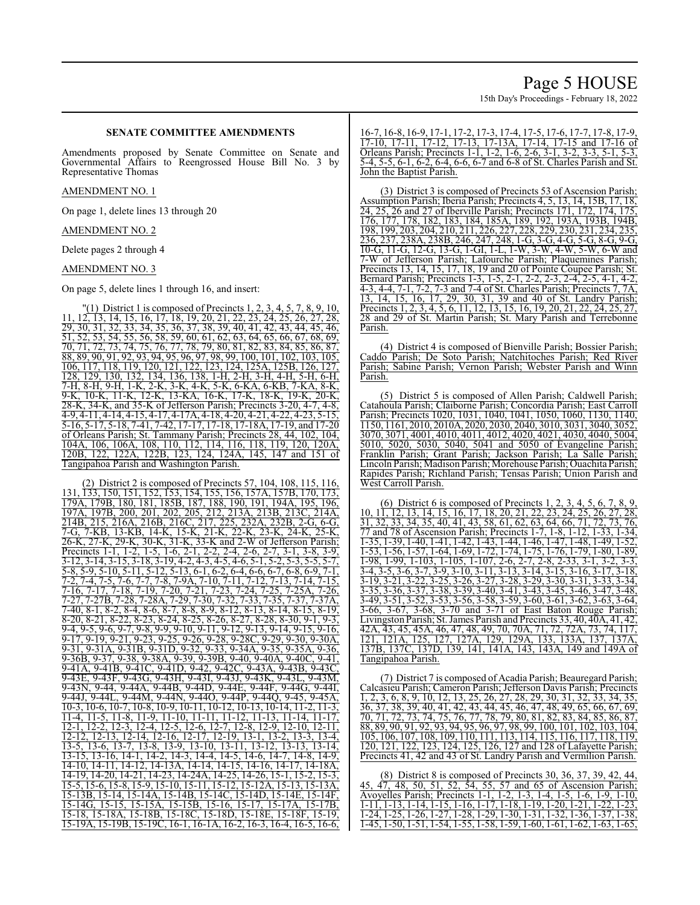## SENATE COMMITTEE AMENDMENTS

Amendments proposed by Senate Committee on Senate and Governmental Affairs to Reengrossed House Bill No. 3 by Representative Thomas

AMENDMENT NO. 1

On page 1, delete lines 13 through 20

AMENDMENT NO. 2

Delete pages 2 through 4

AMENDMENT NO. 3

On page 5, delete lines 1 through 16, and insert:

"(1) District 1 is composed of Precincts 1, 2, 3, 4, 5, 7, 8, 9, 10, 11, 12, 13, 14, 15, 16, 17, 18, 19, 20, 21, 22, 23, 24, 25, 26, 27, 28, 29, 30, 31, 32, 33, 34, 35, 36, 37, 38, 39, 40, 41, 42, 43, 44, 45, 46, 51, 52, 53, 54, 55, 56, 58, 59, 60, 61, 62, 63, 64, 65, 66, 67, 68, 69, 70, 71, 72, 73, 74, 75, 76, 77, 78, 79, 80, 81, 82, 83, 84, 85, 86, 87, 88, 89, 90, 91, 92, 93, 94, 95, 96, 97, 98, 99, 100, 101, 102, 103, 105, 106, 117, 118, 119, 120, 121, 122, 123, 124, 125A, 125B, 126, 127, 128, 129, 130, 132, 134, 136, 138, 1-H, 2-H, 3-H, 4-H, 5-H, 6-H, 7-H, 8-H, 9-H, 1-K, 2-K, 3-K, 4-K, 5-K, 6-KA, 6-KB, 7-KA, 8-K, 9-K, 10-K, 11-K, 12-K, 13-KA, 16-K, 17-K, 18-K, 19-K, 20-K, 28-K, 34-K, and 35-K of Jefferson Parish; Precincts 3-20, 4-7, 4-8, 4-9, 4-11, 4-14, 4-15, 4-17, 4-17A, 4-18, 4-20, 4-21, 4-22, 4-23, 5-15, 5-16, 5-17, 5-18, 7-41, 7-42, 17-17, 17-18, 17-18A, 17-19, and 17-20 of Orleans Parish; St. Tammany Parish; Precincts 28, 44, 102, 104, 104A, 106, 106A, 108, 110, 112, 114, 116, 118, 119, 120, 120A, 120B, 122, 122A, 122B, 123, 124, 124A, 145, 147 and 151 of Tangipahoa Parish and Washington Parish.

(2) District 2 is composed of Precincts 57, 104, 108, 115, 116, 131, 133, 150, 151, 152, 153, 154, 155, 156, 157A, 157B, 170, 173, 179A, 179B, 180, 181, 185B, 187, 188, 190, 191, 194A, 195, 196, 197A, 197B, 200, 201, 202, 205, 212, 213A, 213B, 213C, 214A, 214B, 215, 216A, 216B, 216C, 217, 225, 232A, 232B, 2-G, 6-G, 7-G, 7-KB, 13-KB, 14-K, 15-K, 21-K, 22-K, 23-K, 24-K, 25-K, 26-K, 27-K, 29-K, 30-K, 31-K, 33-K and 2-W of Jefferson Parish; Precincts 1-1, 1-2, 1-5, 1-6, 2-1, 2-2, 2-4, 2-6, 2-7, 3-1, 3-8, 3-9, 3-12, 3-14, 3-15, 3-18, 3-19, 4-2, 4-3, 4-5, 4-6, 5-1, 5-2, 5-3, 5-5, 5-7, 5-8, 5-9, 5-10, 5-11, 5-12, 5-13, 6-1, 6-2, 6-4, 6-6, 6-7, 6-8, 6-9, 7-1, 7-2, 7-4, 7-5, 7-6, 7-7, 7-8, 7-9A, 7-10, 7-11, 7-12, 7-13, 7-14, 7-15, 7-16, 7-17, 7-18, 7-19, 7-20, 7-21, 7-23, 7-24, 7-25, 7-25A, 7-26, 7-27, 7-27B, 7-28, 7-28A, 7-29, 7-30, 7-32, 7-33, 7-35, 7-37, 7-37A, 7-40, 8-1, 8-2, 8-4, 8-6, 8-7, 8-8, 8-9, 8-12, 8-13, 8-14, 8-15, 8-19, 8-20, 8-21, 8-22, 8-23, 8-24, 8-25, 8-26, 8-27, 8-28, 8-30, 9-1, 9-3, 9-4, 9-5, 9-6, 9-7, 9-8, 9-9, 9-10, 9-11, 9-12, 9-13, 9-14, 9-15, 9-16, 9-17, 9-19, 9-21, 9-23, 9-25, 9-26, 9-28, 9-28C, 9-29, 9-30, 9-30A, 9-31, 9-31A, 9-31B, 9-31D, 9-32, 9-33, 9-34A, 9-35, 9-35A, 9-36, 9-36B, 9-37, 9-38, 9-38A, 9-39, 9-39B, 9-40, 9-40A, 9-40C, 9-41, 9-41A, 9-41B, 9-41C, 9-41D, 9-42, 9-42C, 9-43A, 9-43B, 9-43C, 9-43E, 9-43F, 9-43G, 9-43H, 9-43I, 9-43J, 9-43K, 9-43L, 9-43M, 9-43N, 9-44, 9-44A, 9-44B, 9-44D, 9-44E, 9-44F, 9-44G, 9-44I, 9-44J, 9-44L, 9-44M, 9-44N, 9-44O, 9-44P, 9-44Q, 9-45, 9-45A, 10-3, 10-6, 10-7, 10-8, 10-9, 10-11, 10-12, 10-13, 10-14, 11-2, 11-3, 11-4, 11-5, 11-8, 11-9, 11-10, 11-11, 11-12, 11-13, 11-14, 11-17, 12-1, 12-2, 12-3, 12-4, 12-5, 12-6, 12-7, 12-8, 12-9, 12-10, 12-11, 12-12, 12-13, 12-14, 12-16, 12-17, 12-19, 13-1, 13-2, 13-3, 13-4, 13-5, 13-6, 13-7, 13-8, 13-9, 13-10, 13-11, 13-12, 13-13, 13-14, 13-15, 13-16, 14-1, 14-2, 14-3, 14-4, 14-5, 14-6, 14-7, 14-8, 14-9, 14-10, 14-11, 14-12, 14-13A, 14-14, 14-15, 14-16, 14-17, 14-18A, 14-19, 14-20, 14-21, 14-23, 14-24A, 14-25, 14-26, 15-1, 15-2, 15-3, 15-5, 15-6, 15-8, 15-9, 15-10, 15-11, 15-12, 15-12A, 15-13, 15-13A, 15-13B, 15-14, 15-14A, 15-14B, 15-14C, 15-14D, 15-14E, 15-14F, 15-14G, 15-15, 15-15A, 15-15B, 15-16, 15-17, 15-17A, 15-17B, 15-18, 15-18A, 15-18B, 15-18C, 15-18D, 15-18E, 15-18F, 15-19, 15-19A, 15-19B, 15-19C, 16-1, 16-1A, 16-2, 16-3, 16-4, 16-5, 16-6, 16-7, 16-8, 16-9, 17-1, 17-2, 17-3, 17-4, 17-5, 17-6, 17-7, 17-8, 17-9, 17-10, 17-11, 17-12, 17-13, 17-13A, 17-14, 17-15 and 17-16 of Orleans Parish; Precincts 1-1, 1-2, 1-6, 2-6, 3-1, 3-2, 3-3, 5-1, 5-3, 5-4, 5-5, 6-1, 6-2, 6-4, 6-6, 6-7 and 6-8 of St. Charles Parish and St. John the Baptist Parish.

(3) District 3 is composed of Precincts 53 of Ascension Parish; Assumption Parish; Iberia Parish; Precincts 4, 5, 13, 14, 15B, 17, 18, 24, 25, 26 and 27 of Iberville Parish; Precincts 171, 172, 174, 175, 176, 177, 178, 182, 183, 184, 185A, 189, 192, 193A, 193B, 194B, 198, 199, 203, 204, 210, 211, 226, 227, 228, 229, 230, 231, 234, 235, 236, 237, 238A, 238B, 246, 247, 248, 1-G, 3-G, 4-G, 5-G, 8-G, 9-G, 10-G, 11-G, 12-G, 13-G, 1-GI, 1-L, 1-W, 3-W, 4-W, 5-W, 6-W and 7-W of Jefferson Parish; Lafourche Parish; Plaquemines Parish; Precincts 13, 14, 15, 17, 18, 19 and 20 of Pointe Coupee Parish; St. Bernard Parish; Precincts 1-3, 1-5, 2-1, 2-2, 2-3, 2-4, 2-5, 4-1, 4-2, 4-3, 4-4, 7-1, 7-2, 7-3 and 7-4 of St. Charles Parish; Precincts 7, 7A, 13, 14, 15, 16, 17, 29, 30, 31, 39 and 40 of St. Landry Parish; Precincts 1, 2, 3, 4, 5, 6, 11, 12, 13, 15, 16, 19, 20, 21, 22, 24, 25, 27, 28 and 29 of St. Martin Parish; St. Mary Parish and Terrebonne Parish.

(4) District 4 is composed of Bienville Parish; Bossier Parish; Caddo Parish; De Soto Parish; Natchitoches Parish; Red River Parish; Sabine Parish; Vernon Parish; Webster Parish and Winn Parish.

(5) District 5 is composed of Allen Parish; Caldwell Parish; Catahoula Parish; Claiborne Parish; Concordia Parish; East Carroll Parish; Precincts 1020, 1031, 1040, 1041, 1050, 1060, 1130, 1140, 1150, 1161, 2010, 2010A, 2020, 2030, 2040, 3010, 3031, 3040, 3052, 3070, 3071, 4001, 4010, 4011, 4012, 4020, 4021, 4030, 4040, 5004, 5010, 5020, 5030, 5040, 5041 and 5050 of Evangeline Parish; Franklin Parish; Grant Parish; Jackson Parish; La Salle Parish; Lincoln Parish; Madison Parish; Morehouse Parish; Ouachita Parish; Rapides Parish; Richland Parish; Tensas Parish; Union Parish and West Carroll Parish.

(6) District 6 is composed of Precincts 1, 2, 3, 4, 5, 6, 7, 8, 9, 10, 11, 12, 13, 14, 15, 16, 17, 18, 20, 21, 22, 23, 24, 25, 26, 27, 28, 31, 32, 33, 34, 35, 40, 41, 43, 58, 61, 62, 63, 64, 66, 71, 72, 73, 76, 77 and 78 of Ascension Parish; Precincts 1-7, 1-8, 1-12, 1-33, 1-34, 1-35, 1-39, 1-40, 1-41, 1-42, 1-43, 1-44, 1-46, 1-47, 1-48, 1-49, 1-52, 1-53, 1-56, 1-57, 1-64, 1-69, 1-72, 1-74, 1-75, 1-76, 1-79, 1-80, 1-89, 1-98, 1-99, 1-103, 1-105, 1-107, 2-6, 2-7, 2-8, 2-33, 3-1, 3-2, 3-3, 3-4, 3-5, 3-6, 3-7, 3-9, 3-10, 3-11, 3-13, 3-14, 3-15, 3-16, 3-17, 3-18, 3-19, 3-21, 3-22, 3-25, 3-26, 3-27, 3-28, 3-29, 3-30, 3-31, 3-33, 3-34, 3-35, 3-36, 3-37, 3-38, 3-39, 3-40, 3-41, 3-43, 3-45, 3-46, 3-47, 3-48, 3-49, 3-51, 3-52, 3-53, 3-56, 3-58, 3-59, 3-60, 3-61, 3-62, 3-63, 3-64, 3-66, 3-67, 3-68, 3-70 and 3-71 of East Baton Rouge Parish; Livingston Parish; St. James Parish and Precincts 33, 40, 40A, 41, 42, 42A, 43, 45, 45A, 46, 47, 48, 49, 70, 70A, 71, 72, 72A, 73, 74, 117, 121, 121A, 125, 127, 127A, 129, 129A, 133, 133A, 137, 137A, 137B, 137C, 137D, 139, 141, 141A, 143, 143A, 149 and 149A of Tangipahoa Parish.

(7) District 7 is composed of Acadia Parish; Beauregard Parish; Calcasieu Parish; Cameron Parish; Jefferson Davis Parish; Precincts 1, 2, 3, 6, 8, 9, 10, 12, 13, 25, 26, 27, 28, 29, 30, 31, 32, 33, 34, 35, 36, 37, 38, 39, 40, 41, 42, 43, 44, 45, 46, 47, 48, 49, 65, 66, 67, 69, 70, 71, 72, 73, 74, 75, 76, 77, 78, 79, 80, 81, 82, 83, 84, 85, 86, 87, 88, 89, 90, 91, 92, 93, 94, 95, 96, 97, 98, 99, 100, 101, 102, 103, 104, 105, 106, 107, 108, 109, 110, 111, 113, 114, 115, 116, 117, 118, 119, 120, 121, 122, 123, 124, 125, 126, 127 and 128 of Lafayette Parish; Precincts 41, 42 and 43 of St. Landry Parish and Vermilion Parish.

(8) District 8 is composed of Precincts 30, 36, 37, 39, 42, 44, 45, 47, 48, 50, 51, 52, 54, 55, 57 and 65 of Ascension Parish; Avoyelles Parish; Precincts 1-1, 1-2, 1-3, 1-4, 1-5, 1-6, 1-9, 1-10, 1-11, 1-13, 1-14, 1-15, 1-16, 1-17, 1-18, 1-19, 1-20, 1-21, 1-22, 1-23, 1-24, 1-25, 1-26, 1-27, 1-28, 1-29, 1-30, 1-31, 1-32, 1-36, 1-37, 1-38, 1-45, 1-50, 1-51, 1-54, 1-55, 1-58, 1-59, 1-60, 1-61, 1-62, 1-63, 1-65,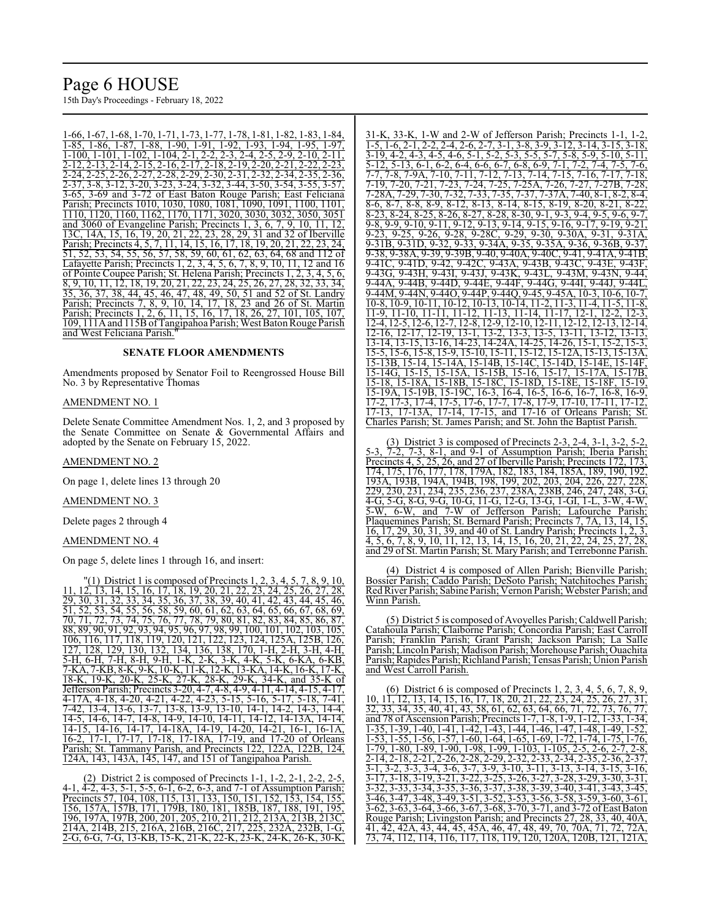1-66, 1-67, 1-68, 1-70, 1-71, 1-73, 1-77, 1-78, 1-81, 1-82, 1-83, 1-84, 1-85, 1-86, 1-87, 1-88, 1-90, 1-91, 1-92, 1-93, 1-94, 1-95, 1-97, 1-100, 1-101, 1-102, 1-104, 2-1, 2-2, 2-3, 2-4, 2-5, 2-9, 2-10, 2-11, 2-12, 2-13, 2-14, 2-15, 2-16, 2-17, 2-18, 2-19, 2-20, 2-21, 2-22, 2-23, 2-24, 2-25, 2-26, 2-27, 2-28, 2-29, 2-30, 2-31, 2-32, 2-34, 2-35, 2-36, 2-37, 3-8, 3-12, 3-20, 3-23, 3-24, 3-32, 3-44, 3-50, 3-54, 3-55, 3-57, 3-65, 3-69 and 3-72 of East Baton Rouge Parish; East Feliciana Parish; Precincts 1010, 1030, 1080, 1081, 1090, 1091, 1100, 1101, 1110, 1120, 1160, 1162, 1170, 1171, 3020, 3030, 3032, 3050, 3051 and 3060 of Evangeline Parish; Precincts 1, 3, 6, 7, 9, 10, 11, 12, 13C, 14A, 15, 16, 19, 20, 21, 22, 23, 28, 29, 31 and 32 of Iberville Parish; Precincts 4, 5, 7, 11, 14, 15, 16, 17, 18, 19, 20, 21, 22, 23, 24, 51, 52, 53, 54, 55, 56, 57, 58, 59, 60, 61, 62, 63, 64, 68 and 112 of Lafayette Parish; Precincts 1, 2, 3, 4, 5, 6, 7, 8, 9, 10, 11, 12 and 16 of Pointe Coupee Parish; St. Helena Parish; Precincts 1, 2, 3, 4, 5, 6, 8, 9, 10, 11, 12, 18, 19, 20, 21, 22, 23, 24, 25, 26, 27, 28, 32, 33, 34, 35, 36, 37, 38, 44, 45, 46, 47, 48, 49, 50, 51 and 52 of St. Landry Parish; Precincts 7, 8, 9, 10, 14, 17, 18, 23 and 26 of St. Martin Parish; Precincts 1, 2, 6, 11, 15, 16, 17, 18, 26, 27, 101, 105, 107, 109, 111A and 115B of Tangipahoa Parish; West Baton Rouge Parish and West Feliciana Parish."

## SENATE FLOOR AMENDMENTS

Amendments proposed by Senator Foil to Reengrossed House Bill No. 3 by Representative Thomas

AMENDMENT NO. 1

Delete Senate Committee Amendment Nos. 1, 2, and 3 proposed by the Senate Committee on Senate & Governmental Affairs and adopted by the Senate on February 15, 2022.

AMENDMENT NO. 2

On page 1, delete lines 13 through 20

AMENDMENT NO. 3

Delete pages 2 through 4

AMENDMENT NO. 4

On page 5, delete lines 1 through 16, and insert:

"(1) District 1 is composed of Precincts 1, 2, 3, 4, 5, 7, 8, 9, 10, 11, 12, 13, 14, 15, 16, 17, 18, 19, 20, 21, 22, 23, 24, 25, 26, 27, 28, 29, 30, 31, 32, 33, 34, 35, 36, 37, 38, 39, 40, 41, 42, 43, 44, 45, 46, 51, 52, 53, 54, 55, 56, 58, 59, 60, 61, 62, 63, 64, 65, 66, 67, 68, 69, 70, 71, 72, 73, 74, 75, 76, 77, 78, 79, 80, 81, 82, 83, 84, 85, 86, 87, 88, 89, 90, 91, 92, 93, 94, 95, 96, 97, 98, 99, 100, 101, 102, 103, 105, 106, 116, 117, 118, 119, 120, 121, 122, 123, 124, 125A, 125B, 126, 127, 128, 129, 130, 132, 134, 136, 138, 170, 1-H, 2-H, 3-H, 4-H, 5-H, 6-H, 7-H, 8-H, 9-H, 1-K, 2-K, 3-K, 4-K, 5-K, 6-KA, 6-KB, 7-KA, 7-KB, 8-K, 9-K, 10-K, 11-K, 12-K, 13-KA, 14-K, 16-K, 17-K, 18-K, 19-K, 20-K, 25-K, 27-K, 28-K, 29-K, 34-K, and 35-K of Jefferson Parish; Precincts 3-20, 4-7, 4-8, 4-9, 4-11, 4-14, 4-15, 4-17, 4-17A, 4-18, 4-20, 4-21, 4-22, 4-23, 5-15, 5-16, 5-17, 5-18, 7-41, 7-42, 13-4, 13-6, 13-7, 13-8, 13-9, 13-10, 14-1, 14-2, 14-3, 14-4, 14-5, 14-6, 14-7, 14-8, 14-9, 14-10, 14-11, 14-12, 14-13A, 14-14, 14-15, 14-16, 14-17, 14-18A, 14-19, 14-20, 14-21, 16-1, 16-1A, 16-2, 17-1, 17-17, 17-18, 17-18A, 17-19, and 17-20 of Orleans Parish; St. Tammany Parish, and Precincts 122, 122A, 122B, 124, 124A, 143, 143A, 145, 147, and 151 of Tangipahoa Parish.

(2) District 2 is composed of Precincts 1-1, 1-2, 2-1, 2-2, 2-5, 4-1, 4-2, 4-3, 5-1, 5-5, 6-1, 6-2, 6-3, and 7-1 of Assumption Parish; Precincts 57, 104, 108, 115, 131, 133, 150, 151, 152, 153, 154, 155, 156, 157A, 157B, 171, 179B, 180, 181, 185B, 187, 188, 191, 195, 196, 197A, 197B, 200, 201, 205, 210, 211, 212, 213A, 213B, 213C, 214A, 214B, 215, 216A, 216B, 216C, 217, 225, 232A, 232B, 1-G, 2-G, 6-G, 7-G, 13-KB, 15-K, 21-K, 22-K, 23-K, 24-K, 26-K, 30-K, 31-K, 33-K, 1-W and 2-W of Jefferson Parish; Precincts 1-1, 1-2, 1-5, 1-6, 2-1, 2-2, 2-4, 2-6, 2-7, 3-1, 3-8, 3-9, 3-12, 3-14, 3-15, 3-18, 3-19, 4-2, 4-3, 4-5, 4-6, 5-1, 5-2, 5-3, 5-5, 5-7, 5-8, 5-9, 5-10, 5-11, 5-12, 5-13, 6-1, 6-2, 6-4, 6-6, 6-7, 6-8, 6-9, 7-1, 7-2, 7-4, 7-5, 7-6, 7-7, 7-8, 7-9A, 7-10, 7-11, 7-12, 7-13, 7-14, 7-15, 7-16, 7-17, 7-18, 7-19, 7-20, 7-21, 7-23, 7-24, 7-25, 7-25A, 7-26, 7-27, 7-27B, 7-28, 7-28A, 7-29, 7-30, 7-32, 7-33, 7-35, 7-37, 7-37A, 7-40, 8-1, 8-2, 8-4, 8-6, 8-7, 8-8, 8-9, 8-12, 8-13, 8-14, 8-15, 8-19, 8-20, 8-21, 8-22, 8-23, 8-24, 8-25, 8-26, 8-27, 8-28, 8-30, 9-1, 9-3, 9-4, 9-5, 9-6, 9-7, 9-8, 9-9, 9-10, 9-11, 9-12, 9-13, 9-14, 9-15, 9-16, 9-17, 9-19, 9-21, 9-23, 9-25, 9-26, 9-28, 9-28C, 9-29, 9-30, 9-30A, 9-31, 9-31A, 9-31B, 9-31D, 9-32, 9-33, 9-34A, 9-35, 9-35A, 9-36, 9-36B, 9-37, 9-38, 9-38A, 9-39, 9-39B, 9-40, 9-40A, 9-40C, 9-41, 9-41A, 9-41B, 9-41C, 9-41D, 9-42, 9-42C, 9-43A, 9-43B, 9-43C, 9-43E, 9-43F, 9-43G, 9-43H, 9-43I, 9-43J, 9-43K, 9-43L, 9-43M, 9-43N, 9-44, 9-44A, 9-44B, 9-44D, 9-44E, 9-44F, 9-44G, 9-44I, 9-44J, 9-44L, 9-44M, 9-44N, 9-44O, 9-44P, 9-44Q, 9-45, 9-45A, 10-3, 10-6, 10-7, 10-8, 10-9, 10-11, 10-12, 10-13, 10-14, 11-2, 11-3, 11-4, 11-5, 11-8, 11-9, 11-10, 11-11, 11-12, 11-13, 11-14, 11-17, 12-1, 12-2, 12-3, 12-4, 12-5, 12-6, 12-7, 12-8, 12-9, 12-10, 12-11, 12-12, 12-13, 12-14, 12-16, 12-17, 12-19, 13-1, 13-2, 13-3, 13-5, 13-11, 13-12, 13-13, 13-14, 13-15, 13-16, 14-23, 14-24A, 14-25, 14-26, 15-1, 15-2, 15-3, 15-5, 15-6, 15-8, 15-9, 15-10, 15-11, 15-12, 15-12A, 15-13, 15-13A, 15-13B, 15-14, 15-14A, 15-14B, 15-14C, 15-14D, 15-14E, 15-14F, 15-14G, 15-15, 15-15A, 15-15B, 15-16, 15-17, 15-17A, 15-17B, 15-18, 15-18A, 15-18B, 15-18C, 15-18D, 15-18E, 15-18F, 15-19, 15-19A, 15-19B, 15-19C, 16-3, 16-4, 16-5, 16-6, 16-7, 16-8, 16-9, 17-2, 17-3, 17-4, 17-5, 17-6, 17-7, 17-8, 17-9, 17-10, 17-11, 17-12, 17-13, 17-13A, 17-14, 17-15, and 17-16 of Orleans Parish; St. Charles Parish; St. James Parish; and St. John the Baptist Parish.

(3) District 3 is composed of Precincts 2-3, 2-4, 3-1, 3-2, 5-2, 5-3, 7-2, 7-3, 8-1, and 9-1 of Assumption Parish; Iberia Parish; Precincts 4, 5, 25, 26, and 27 of Iberville Parish; Precincts 172, 173, 174, 175, 176, 177, 178, 179A, 182, 183, 184, 185A, 189, 190, 192, 193A, 193B, 194A, 194B, 198, 199, 202, 203, 204, 226, 227, 228, 229, 230, 231, 234, 235, 236, 237, 238A, 238B, 246, 247, 248, 3-G, 4-G, 5-G, 8-G, 9-G, 10-G, 11-G, 12-G, 13-G, 1-GI, 1-L, 3-W, 4-W, 5-W, 6-W, and 7-W of Jefferson Parish; Lafourche Parish; Plaquemines Parish; St. Bernard Parish; Precincts 7, 7A, 13, 14, 15, 16, 17, 29, 30, 31, 39, and 40 of St. Landry Parish; Precincts 1, 2, 3, 4, 5, 6, 7, 8, 9, 10, 11, 12, 13, 14, 15, 16, 20, 21, 22, 24, 25, 27, 28, and 29 of St. Martin Parish; St. Mary Parish; and Terrebonne Parish.

(4) District 4 is composed of Allen Parish; Bienville Parish; Bossier Parish; Caddo Parish; DeSoto Parish; Natchitoches Parish; Red River Parish; Sabine Parish; Vernon Parish; Webster Parish; and Winn Parish.

(5) District 5 is composed of Avoyelles Parish; Caldwell Parish; Catahoula Parish; Claiborne Parish; Concordia Parish; East Carroll Parish; Franklin Parish; Grant Parish; Jackson Parish; La Salle Parish; Lincoln Parish; Madison Parish; Morehouse Parish; Ouachita Parish; Rapides Parish; Richland Parish; Tensas Parish; Union Parish and West Carroll Parish.

(6) District 6 is composed of Precincts 1, 2, 3, 4, 5, 6, 7, 8, 9, 10, 11, 12, 13, 14, 15, 16, 17, 18, 20, 21, 22, 23, 24, 25, 26, 27, 31, 32, 33, 34, 35, 40, 41, 43, 58, 61, 62, 63, 64, 66, 71, 72, 73, 76, 77, and 78 of Ascension Parish; Precincts 1-7, 1-8, 1-9, 1-12, 1-33, 1-34, 1-35, 1-39, 1-40, 1-41, 1-42, 1-43, 1-44, 1-46, 1-47, 1-48, 1-49, 1-52, 1-53, 1-55, 1-56, 1-57, 1-60, 1-64, 1-65, 1-69, 1-72, 1-74, 1-75, 1-76, 1-79, 1-80, 1-89, 1-90, 1-98, 1-99, 1-103, 1-105, 2-5, 2-6, 2-7, 2-8, 2-14, 2-18, 2-21, 2-26, 2-28, 2-29, 2-32, 2-33, 2-34, 2-35, 2-36, 2-37, 3-1, 3-2, 3-3, 3-4, 3-6, 3-7, 3-9, 3-10, 3-11, 3-13, 3-14, 3-15, 3-16, 3-17, 3-18, 3-19, 3-21, 3-22, 3-25, 3-26, 3-27, 3-28, 3-29, 3-30, 3-31, 3-32, 3-33, 3-34, 3-35, 3-36, 3-37, 3-38, 3-39, 3-40, 3-41, 3-43, 3-45, 3-46, 3-47, 3-48, 3-49, 3-51, 3-52, 3-53, 3-56, 3-58, 3-59, 3-60, 3-61, 3-62, 3-63, 3-64, 3-66, 3-67, 3-68, 3-70, 3-71, and 3-72 of East Baton Rouge Parish; Livingston Parish; and Precincts 27, 28, 33, 40, 40A, 41, 42, 42A, 43, 44, 45, 45A, 46, 47, 48, 49, 70, 70A, 71, 72, 72A, 73, 74, 112, 114, 116, 117, 118, 119, 120, 120A, 120B, 121, 121A,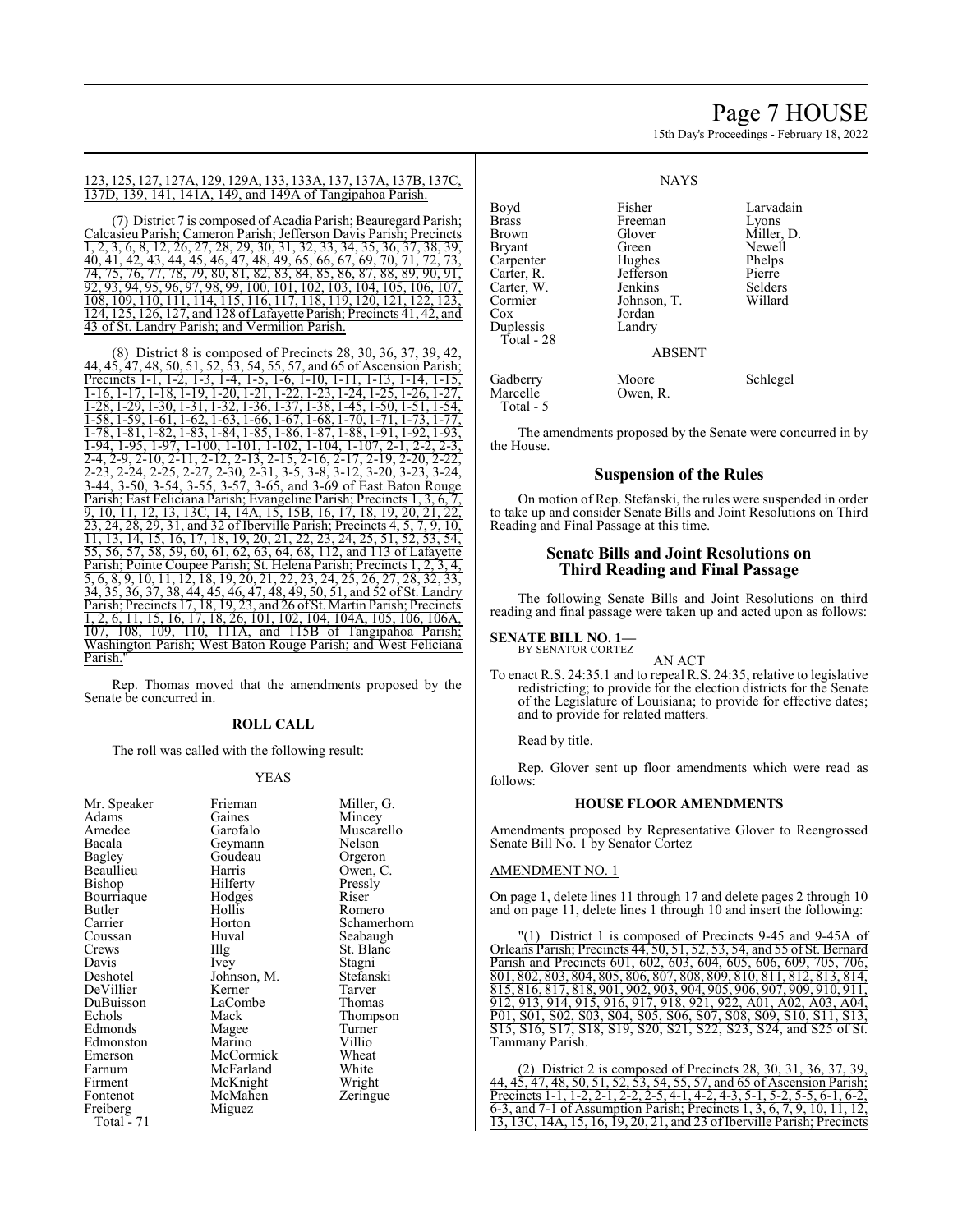123, 125, 127, 127A, 129, 129A, 133, 133A, 137, 137A, 137B, 137C, 137D, 139, 141, 141A, 149, and 149A of Tangipahoa Parish.

(7) District 7 is composed of Acadia Parish; Beauregard Parish; Calcasieu Parish; Cameron Parish; Jefferson Davis Parish; Precincts 1, 2, 3, 6, 8, 12, 26, 27, 28, 29, 30, 31, 32, 33, 34, 35, 36, 37, 38, 39, 40, 41, 42, 43, 44, 45, 46, 47, 48, 49, 65, 66, 67, 69, 70, 71, 72, 73, 74, 75, 76, 77, 78, 79, 80, 81, 82, 83, 84, 85, 86, 87, 88, 89, 90, 91, 92, 93, 94, 95, 96, 97, 98, 99, 100, 101, 102, 103, 104, 105, 106, 107, 108, 109, 110, 111, 114, 115, 116, 117, 118, 119, 120, 121, 122, 123, 124, 125, 126, 127, and 128 of Lafayette Parish; Precincts 41, 42, and 43 of St. Landry Parish; and Vermilion Parish.

(8) District 8 is composed of Precincts 28, 30, 36, 37, 39, 42, 44, 45, 47, 48, 50, 51, 52, 53, 54, 55, 57, and 65 of Ascension Parish; Precincts 1-1, 1-2, 1-3, 1-4, 1-5, 1-6, 1-10, 1-11, 1-13, 1-14, 1-15, 1-16, 1-17, 1-18, 1-19, 1-20, 1-21, 1-22, 1-23, 1-24, 1-25, 1-26, 1-27, 1-28, 1-29, 1-30, 1-31, 1-32, 1-36, 1-37, 1-38, 1-45, 1-50, 1-51, 1-54, 1-58, 1-59, 1-61, 1-62, 1-63, 1-66, 1-67, 1-68, 1-70, 1-71, 1-73, 1-77, 1-78, 1-81, 1-82, 1-83, 1-84, 1-85, 1-86, 1-87, 1-88, 1-91, 1-92, 1-93, 1-94, 1-95, 1-97, 1-100, 1-101, 1-102, 1-104, 1-107, 2-1, 2-2, 2-3, 2-4, 2-9, 2-10, 2-11, 2-12, 2-13, 2-15, 2-16, 2-17, 2-19, 2-20, 2-22, 2-23, 2-24, 2-25, 2-27, 2-30, 2-31, 3-5, 3-8, 3-12, 3-20, 3-23, 3-24, 3-44, 3-50, 3-54, 3-55, 3-57, 3-65, and 3-69 of East Baton Rouge Parish; East Feliciana Parish; Evangeline Parish; Precincts 1, 3, 6, 7, 9, 10, 11, 12, 13, 13C, 14, 14A, 15, 15B, 16, 17, 18, 19, 20, 21, 22, 23, 24, 28, 29, 31, and 32 of Iberville Parish; Precincts 4, 5, 7, 9, 10, 11, 13, 14, 15, 16, 17, 18, 19, 20, 21, 22, 23, 24, 25, 51, 52, 53, 54, 55, 56, 57, 58, 59, 60, 61, 62, 63, 64, 68, 112, and 113 of Lafayette Parish; Pointe Coupee Parish; St. Helena Parish; Precincts 1, 2, 3, 4, 5, 6, 8, 9, 10, 11, 12, 18, 19, 20, 21, 22, 23, 24, 25, 26, 27, 28, 32, 33, 34, 35, 36, 37, 38, 44, 45, 46, 47, 48, 49, 50, 51, and 52 of St. Landry Parish; Precincts 17, 18, 19, 23, and 26 of St. Martin Parish; Precincts 1, 2, 6, 11, 15, 16, 17, 18, 26, 101, 102, 104, 104A, 105, 106, 106A, 107, 108, 109, 110, 111A, and 115B of Tangipahoa Parish; Washington Parish; West Baton Rouge Parish; and West Feliciana Parish."

Rep. Thomas moved that the amendments proposed by the Senate be concurred in.

**ROLL CALL**

The roll was called with the following result:

YEAS

| | | |
|---|---|---|
| Mr. Speaker | Frieman | Miller, G. |
| Adams | Gaines | Mincey |
| Amedee | Garofalo | Muscarello |
| Bacala | Geymann | Nelson |
| Bagley | Goudeau | Orgeron |
| Beaullieu | Harris | Owen, C. |
| Bishop | Hilferty | Pressly |
| Bourriaque | Hodges | Riser |
| Butler | Hollis | Romero |
| Carrier | Horton | Schamerhorn |
| Coussan | Huval | Seabaugh |
| Crews | Illg | St. Blanc |
| Davis | Ivey | Stagni |
| Deshotel | Johnson, M. | Stefanski |
| DeVillier | Kerner | Tarver |
| DuBuisson | LaCombe | Thomas |
| Echols | Mack | Thompson |
| Edmonds | Magee | Turner |
| Edmonston | Marino | Villio |
| Emerson | McCormick | Wheat |
| Farnum | McFarland | White |
| Firment | McKnight | Wright |
| Fontenot | McMahen | Zeringue |
| Freiberg | Miguez | |
| Total - 71 | | |

NAYS

| | | |
|---|---|---|
| Boyd | Fisher | Larvadain |
| Brass | Freeman | Lyons |
| Brown | Glover | Miller, D. |
| Bryant | Green | Newell |
| Carpenter | Hughes | Phelps |
| Carter, R. | Jefferson | Pierre |
| Carter, W. | Jenkins | Selders |
| Cormier | Johnson, T. | Willard |
| Cox | Jordan | |
| Duplessis | Landry | |
| Total - 28 | | |

ABSENT

| | | |
|---|---|---|
| Gadberry | Moore | Schlegel |
| Marcelle | Owen, R. | |
| Total - 5 | | |

The amendments proposed by the Senate were concurred in by the House.

## Suspension of the Rules

On motion of Rep. Stefanski, the rules were suspended in order to take up and consider Senate Bills and Joint Resolutions on Third Reading and Final Passage at this time.

## Senate Bills and Joint Resolutions on Third Reading and Final Passage

The following Senate Bills and Joint Resolutions on third reading and final passage were taken up and acted upon as follows:

**SENATE BILL NO. 1—**
BY SENATOR CORTEZ

AN ACT

To enact R.S. 24:35.1 and to repeal R.S. 24:35, relative to legislative redistricting; to provide for the election districts for the Senate of the Legislature of Louisiana; to provide for effective dates; and to provide for related matters.

Read by title.

Rep. Glover sent up floor amendments which were read as follows:

**HOUSE FLOOR AMENDMENTS**

Amendments proposed by Representative Glover to Reengrossed Senate Bill No. 1 by Senator Cortez

AMENDMENT NO. 1

On page 1, delete lines 11 through 17 and delete pages 2 through 10 and on page 11, delete lines 1 through 10 and insert the following:

"(1) District 1 is composed of Precincts 9-45 and 9-45A of Orleans Parish; Precincts 44, 50, 51, 52, 53, 54, and 55 of St. Bernard Parish and Precincts 601, 602, 603, 604, 605, 606, 609, 705, 706, 801, 802, 803, 804, 805, 806, 807, 808, 809, 810, 811, 812, 813, 814, 815, 816, 817, 818, 901, 902, 903, 904, 905, 906, 907, 909, 910, 911, 912, 913, 914, 915, 916, 917, 918, 921, 922, A01, A02, A03, A04, P01, S01, S02, S03, S04, S05, S06, S07, S08, S09, S10, S11, S13, S15, S16, S17, S18, S19, S20, S21, S22, S23, S24, and S25 of St. Tammany Parish.

(2) District 2 is composed of Precincts 28, 30, 31, 36, 37, 39, 44, 45, 47, 48, 50, 51, 52, 53, 54, 55, 57, and 65 of Ascension Parish; Precincts 1-1, 1-2, 2-1, 2-2, 2-5, 4-1, 4-2, 4-3, 5-1, 5-2, 5-5, 6-1, 6-2, 6-3, and 7-1 of Assumption Parish; Precincts 1, 3, 6, 7, 9, 10, 11, 12, 13, 13C, 14A, 15, 16, 19, 20, 21, and 23 of Iberville Parish; Precincts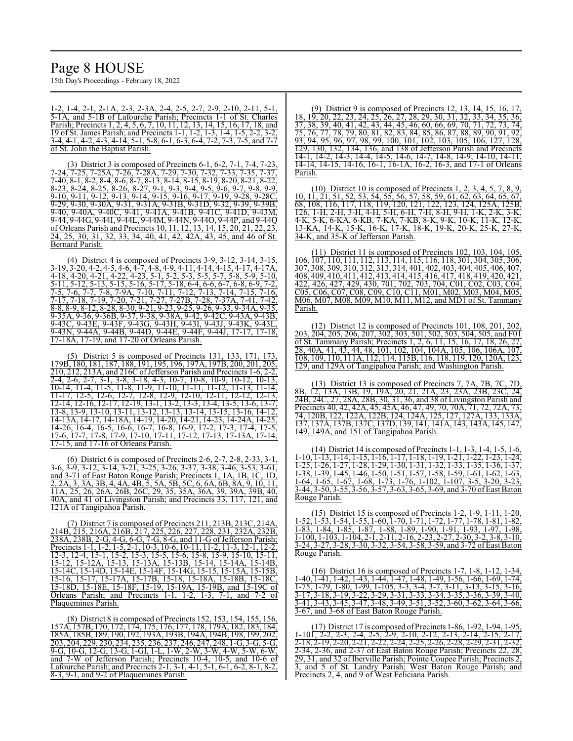1-2, 1-4, 2-1, 2-1A, 2-3, 2-3A, 2-4, 2-5, 2-7, 2-9, 2-10, 2-11, 5-1, 5-1A, and 5-1B of Lafourche Parish; Precincts 1-1 of St. Charles Parish; Precincts 1, 2, 4, 5, 6, 7, 10, 11, 12, 13, 14, 15, 16, 17, 18, and 19 of St. James Parish; and Precincts 1-1, 1-2, 1-3, 1-4, 1-5, 2-2, 3-2, 3-4, 4-1, 4-2, 4-3, 4-14, 5-1, 5-8, 6-1, 6-3, 6-4, 7-2, 7-3, 7-5, and 7-7 of St. John the Baptist Parish.

(3) District 3 is composed of Precincts 6-1, 6-2, 7-1, 7-4, 7-23, 7-24, 7-25, 7-25A, 7-26, 7-28A, 7-29, 7-30, 7-32, 7-33, 7-35, 7-37, 7-40, 8-1, 8-2, 8-4, 8-6, 8-7, 8-13, 8-14, 8-15, 8-19, 8-20, 8-21, 8-22, 8-23, 8-24, 8-25, 8-26, 8-27, 9-1, 9-3, 9-4, 9-5, 9-6, 9-7, 9-8, 9-9, 9-10, 9-11, 9-12, 9-13, 9-14, 9-15, 9-16, 9-17, 9-19, 9-28, 9-28C, 9-29, 9-30, 9-30A, 9-31, 9-31A, 9-31B, 9-31D, 9-32, 9-39, 9-39B, 9-40, 9-40A, 9-40C, 9-41, 9-41A, 9-41B, 9-41C, 9-41D, 9-43M, 9-44, 9-44G, 9-44I, 9-44L, 9-44M, 9-44N, 9-44O, 9-44P, and 9-44Q of Orleans Parish and Precincts 10, 11, 12, 13, 14, 15, 20, 21, 22, 23, 24, 25, 30, 31, 32, 33, 34, 40, 41, 42, 42A, 43, 45, and 46 of St. Bernard Parish.

(4) District 4 is composed of Precincts 3-9, 3-12, 3-14, 3-15, 3-19, 3-20, 4-2, 4-5, 4-6, 4-7, 4-8, 4-9, 4-11, 4-14, 4-15, 4-17, 4-17A, 4-18, 4-20, 4-21, 4-22, 4-23, 5-1, 5-2, 5-3, 5-5, 5-7, 5-8, 5-9, 5-10, 5-11, 5-12, 5-13, 5-15, 5-16, 5-17, 5-18, 6-4, 6-6, 6-7, 6-8, 6-9, 7-2, 7-5, 7-6, 7-7, 7-8, 7-9A, 7-10, 7-11, 7-12, 7-13, 7-14, 7-15, 7-16, 7-17, 7-18, 7-19, 7-20, 7-21, 7-27, 7-27B, 7-28, 7-37A, 7-41, 7-42, 8-8, 8-9, 8-12, 8-28, 8-30, 9-21, 9-23, 9-25, 9-26, 9-33, 9-34A, 9-35, 9-35A, 9-36, 9-36B, 9-37, 9-38, 9-38A, 9-42, 9-42C, 9-43A, 9-43B, 9-43C, 9-43E, 9-43F, 9-43G, 9-43H, 9-43I, 9-43J, 9-43K, 9-43L, 9-43N, 9-44A, 9-44B, 9-44D, 9-44E, 9-44F, 9-44J, 17-17, 17-18, 17-18A, 17-19, and 17-20 of Orleans Parish.

(5) District 5 is composed of Precincts 131, 133, 171, 173, 179B, 180, 181, 187, 188, 191, 195, 196, 197A, 197B, 200, 201, 205, 210, 212, 213A, and 216C of Jefferson Parish and Precincts 1-6, 2-2, 2-4, 2-6, 2-7, 3-1, 3-8, 3-18, 4-3, 10-7, 10-8, 10-9, 10-12, 10-13, 10-14, 11-4, 11-5, 11-8, 11-9, 11-10, 11-11, 11-12, 11-13, 11-14, 11-17, 12-5, 12-6, 12-7, 12-8, 12-9, 12-10, 12-11, 12-12, 12-13, 12-14, 12-16, 12-17, 12-19, 13-1, 13-2, 13-3, 13-4, 13-5, 13-6, 13-7, 13-8, 13-9, 13-10, 13-11, 13-12, 13-13, 13-14, 13-15, 13-16, 14-12, 14-13A, 14-17, 14-18A, 14-19, 14-20, 14-21, 14-23, 14-24A, 14-25, 14-26, 16-4, 16-5, 16-6, 16-7, 16-8, 16-9, 17-2, 17-3, 17-4, 17-5, 17-6, 17-7, 17-8, 17-9, 17-10, 17-11, 17-12, 17-13, 17-13A, 17-14, 17-15, and 17-16 of Orleans Parish.

(6) District 6 is composed of Precincts 2-6, 2-7, 2-8, 2-33, 3-1, 3-6, 3-9, 3-12, 3-14, 3-21, 3-25, 3-26, 3-37, 3-38, 3-46, 3-53, 3-61, and 3-71 of East Baton Rouge Parish; Precincts 1, 1A, 1B, 1C, 1D, 2, 2A, 3, 3A, 3B, 4, 4A, 4B, 5, 5A, 5B, 5C, 6, 6A, 6B, 8A, 9, 10, 11, 11A, 25, 26, 26A, 26B, 26C, 29, 35, 35A, 36A, 39, 39A, 39B, 40, 40A, and 41 of Livingston Parish; and Precincts 33, 117, 121, and 121A of Tangipahoa Parish.

(7) District 7 is composed of Precincts 211, 213B, 213C, 214A, 214B, 215, 216A, 216B, 217, 225, 226, 227, 228, 231, 232A, 232B, 238A, 238B, 2-G, 4-G, 6-G, 7-G, 8-G, and 11-G of Jefferson Parish; Precincts 1-1, 1-2, 1-5, 2-1, 10-3, 10-6, 10-11, 11-2, 11-3, 12-1, 12-2, 12-3, 12-4, 15-1, 15-2, 15-3, 15-5, 15-6, 15-8, 15-9, 15-10, 15-11, 15-12, 15-12A, 15-13, 15-13A, 15-13B, 15-14, 15-14A, 15-14B, 15-14C, 15-14D, 15-14E, 15-14F, 15-14G, 15-15, 15-15A, 15-15B, 15-16, 15-17, 15-17A, 15-17B, 15-18, 15-18A, 15-18B, 15-18C, 15-18D, 15-18E, 15-18F, 15-19, 15-19A, 15-19B, and 15-19C of Orleans Parish; and Precincts 1-1, 1-2, 1-3, 7-1, and 7-2 of Plaquemines Parish.

(8) District 8 is composed of Precincts 152, 153, 154, 155, 156, 157A, 157B, 170, 172, 174, 175, 176, 177, 178, 179A, 182, 183, 184, 185A, 185B, 189, 190, 192, 193A, 193B, 194A, 194B, 198, 199, 202, 203, 204, 229, 230, 234, 235, 236, 237, 246, 247, 248, 1-G, 3-G, 5-G, 9-G, 10-G, 12-G, 13-G, 1-GI, 1-L, 1-W, 2-W, 3-W, 4-W, 5-W, 6-W, and 7-W of Jefferson Parish; Precincts 10-4, 10-5, and 10-6 of Lafourche Parish; and Precincts 2-1, 3-1, 4-1, 5-1, 6-1, 6-2, 8-1, 8-2, 8-3, 9-1, and 9-2 of Plaquemines Parish.

(9) District 9 is composed of Precincts 12, 13, 14, 15, 16, 17, 18, 19, 20, 22, 23, 24, 25, 26, 27, 28, 29, 30, 31, 32, 33, 34, 35, 36, 37, 38, 39, 40, 41, 42, 43, 44, 45, 46, 60, 66, 69, 70, 71, 72, 73, 74, 75, 76, 77, 78, 79, 80, 81, 82, 83, 84, 85, 86, 87, 88, 89, 90, 91, 92, 93, 94, 95, 96, 97, 98, 99, 100, 101, 102, 103, 105, 106, 127, 128, 129, 130, 132, 134, 136, and 138 of Jefferson Parish and Precincts 14-1, 14-2, 14-3, 14-4, 14-5, 14-6, 14-7, 14-8, 14-9, 14-10, 14-11, 14-14, 14-15, 14-16, 16-1, 16-1A, 16-2, 16-3, and 17-1 of Orleans Parish.

(10) District 10 is composed of Precincts 1, 2, 3, 4, 5, 7, 8, 9, 10, 11, 21, 51, 52, 53, 54, 55, 56, 57, 58, 59, 61, 62, 63, 64, 65, 67, 68, 108, 116, 117, 118, 119, 120, 121, 122, 123, 124, 125A, 125B, 126, 1-H, 2-H, 3-H, 4-H, 5-H, 6-H, 7-H, 8-H, 9-H, 1-K, 2-K, 3-K, 4-K, 5-K, 6-KA, 6-KB, 7-KA, 7-KB, 8-K, 9-K, 10-K, 11-K, 12-K, 13-KA, 14-K, 15-K, 16-K, 17-K, 18-K, 19-K, 20-K, 25-K, 27-K, 34-K, and 35-K of Jefferson Parish.

(11) District 11 is composed of Precincts 102, 103, 104, 105, 106, 107, 110, 111, 112, 113, 114, 115, 116, 118, 301, 304, 305, 306, 307, 308, 309, 310, 312, 313, 314, 401, 402, 403, 404, 405, 406, 407, 408, 409, 410, 411, 412, 413, 414, 415, 416, 417, 418, 419, 420, 421, 422, 426, 427, 429, 430, 701, 702, 703, 704, C01, C02, C03, C04, C05, C06, C07, C08, C09, C10, C11, M01, M02, M03, M04, M05, M06, M07, M08, M09, M10, M11, M12, and MD1 of St. Tammany Parish.

(12) District 12 is composed of Precincts 101, 108, 201, 202, 203, 204, 205, 206, 207, 302, 303, 501, 502, 503, 504, 505, and F01 of St. Tammany Parish; Precincts 1, 2, 6, 11, 15, 16, 17, 18, 26, 27, 28, 40A, 41, 43, 44, 48, 101, 102, 104, 104A, 105, 106, 106A, 107, 108, 109, 110, 111A, 112, 114, 115B, 116, 118, 119, 120, 120A, 123, 129, and 129A of Tangipahoa Parish; and Washington Parish.

(13) District 13 is composed of Precincts 7, 7A, 7B, 7C, 7D, 8B, 12, 13A, 13B, 19, 19A, 20, 21, 21A, 23, 23A, 23B, 23C, 24, 24B, 24C, 27, 28A, 28B, 30, 31, 36, and 38 of Livingston Parish and Precincts 40, 42, 42A, 45, 45A, 46, 47, 49, 70, 70A, 71, 72, 72A, 73, 74, 120B, 122, 122A, 122B, 124, 124A, 125, 127, 127A, 133, 133A, 137, 137A, 137B, 137C, 137D, 139, 141, 141A, 143, 143A, 145, 147, 149, 149A, and 151 of Tangipahoa Parish.

(14) District 14 is composed of Precincts 1-1, 1-3, 1-4, 1-5, 1-6, 1-10, 1-13, 1-14, 1-15, 1-16, 1-17, 1-18, 1-19, 1-21, 1-22, 1-23, 1-24, 1-25, 1-26, 1-27, 1-28, 1-29, 1-30, 1-31, 1-32, 1-33, 1-35, 1-36, 1-37, 1-38, 1-39, 1-45, 1-46, 1-50, 1-51, 1-57, 1-58, 1-59, 1-61, 1-62, 1-63, 1-64, 1-65, 1-67, 1-68, 1-73, 1-76, 1-102, 1-107, 3-5, 3-20, 3-23, 3-44, 3-50, 3-55, 3-56, 3-57, 3-63, 3-65, 3-69, and 3-70 of East Baton Rouge Parish.

(15) District 15 is composed of Precincts 1-2, 1-9, 1-11, 1-20, 1-52, 1-53, 1-54, 1-55, 1-60, 1-70, 1-71, 1-72, 1-77, 1-78, 1-81, 1-82, 1-83, 1-84, 1-85, 1-87, 1-88, 1-89, 1-90, 1-91, 1-93, 1-97, 1-98, 1-100, 1-103, 1-104, 2-1, 2-11, 2-16, 2-23, 2-27, 2-30, 3-2, 3-8, 3-10, 3-24, 3-27, 3-28, 3-30, 3-32, 3-54, 3-58, 3-59, and 3-72 of East Baton Rouge Parish.

(16) District 16 is composed of Precincts 1-7, 1-8, 1-12, 1-34, 1-40, 1-41, 1-42, 1-43, 1-44, 1-47, 1-48, 1-49, 1-56, 1-66, 1-69, 1-74, 1-75, 1-79, 1-80, 1-99, 1-105, 3-3, 3-4, 3-7, 3-11, 3-13, 3-15, 3-16, 3-17, 3-18, 3-19, 3-22, 3-29, 3-31, 3-33, 3-34, 3-35, 3-36, 3-39, 3-40, 3-41, 3-43, 3-45, 3-47, 3-48, 3-49, 3-51, 3-52, 3-60, 3-62, 3-64, 3-66, 3-67, and 3-68 of East Baton Rouge Parish.

(17) District 17 is composed of Precincts 1-86, 1-92, 1-94, 1-95, 1-101, 2-2, 2-3, 2-4, 2-5, 2-9, 2-10, 2-12, 2-13, 2-14, 2-15, 2-17, 2-18, 2-19, 2-20, 2-21, 2-22, 2-24, 2-25, 2-26, 2-28, 2-29, 2-31, 2-32, 2-34, 2-36, and 2-37 of East Baton Rouge Parish; Precincts 22, 28, 29, 31, and 32 of Iberville Parish; Pointe Coupee Parish; Precincts 2, 3, and 5 of St. Landry Parish; West Baton Rouge Parish; and Precincts 2, 4, and 9 of West Feliciana Parish.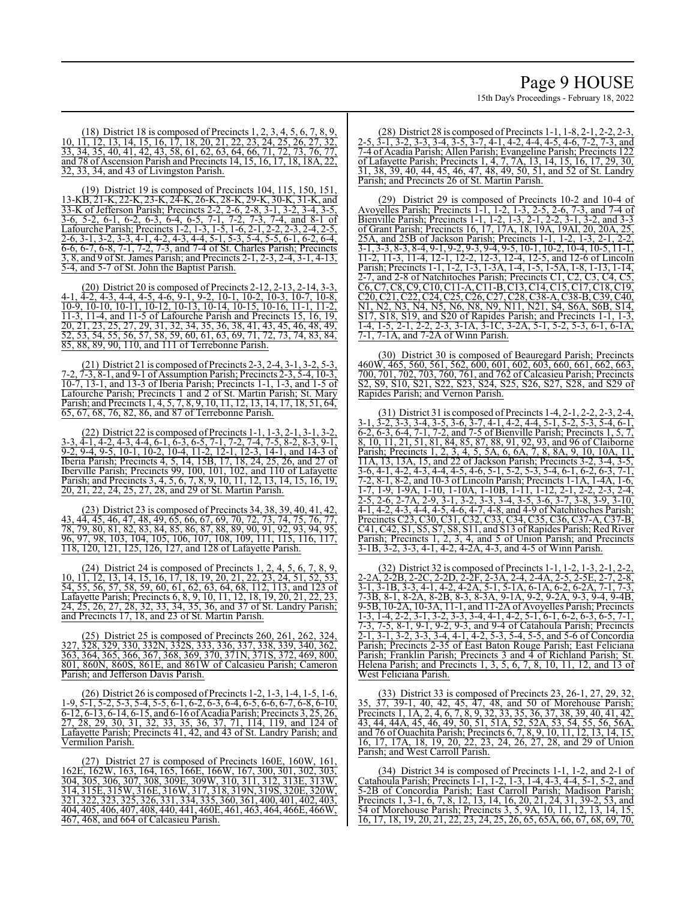(18) District 18 is composed of Precincts 1, 2, 3, 4, 5, 6, 7, 8, 9, 10, 11, 12, 13, 14, 15, 16, 17, 18, 20, 21, 22, 23, 24, 25, 26, 27, 32, 33, 34, 35, 40, 41, 42, 43, 58, 61, 62, 63, 64, 66, 71, 72, 73, 76, 77, and 78 of Ascension Parish and Precincts 14, 15, 16, 17, 18, 18A, 22, 32, 33, 34, and 43 of Livingston Parish.

(19) District 19 is composed of Precincts 104, 115, 150, 151, 13-KB, 21-K, 22-K, 23-K, 24-K, 26-K, 28-K, 29-K, 30-K, 31-K, and 33-K of Jefferson Parish; Precincts 2-2, 2-6, 2-8, 3-1, 3-2, 3-4, 3-5, 3-6, 5-2, 6-1, 6-2, 6-3, 6-4, 6-5, 7-1, 7-2, 7-3, 7-4, and 8-1 of Lafourche Parish; Precincts 1-2, 1-3, 1-5, 1-6, 2-1, 2-2, 2-3, 2-4, 2-5, 2-6, 3-1, 3-2, 3-3, 4-1, 4-2, 4-3, 4-4, 5-1, 5-3, 5-4, 5-5, 6-1, 6-2, 6-4, 6-6, 6-7, 6-8, 7-1, 7-2, 7-3, and 7-4 of St. Charles Parish; Precincts 3, 8, and 9 of St. James Parish; and Precincts 2-1, 2-3, 2-4, 3-1, 4-13, 5-4, and 5-7 of St. John the Baptist Parish.

(20) District 20 is composed of Precincts 2-12, 2-13, 2-14, 3-3, 4-1, 4-2, 4-3, 4-4, 4-5, 4-6, 9-1, 9-2, 10-1, 10-2, 10-3, 10-7, 10-8, 10-9, 10-10, 10-11, 10-12, 10-13, 10-14, 10-15, 10-16, 11-1, 11-2, 11-3, 11-4, and 11-5 of Lafourche Parish and Precincts 15, 16, 19, 20, 21, 23, 25, 27, 29, 31, 32, 34, 35, 36, 38, 41, 43, 45, 46, 48, 49, 52, 53, 54, 55, 56, 57, 58, 59, 60, 61, 63, 69, 71, 72, 73, 74, 83, 84, 85, 88, 89, 90, 110, and 111 of Terrebonne Parish.

(21) District 21 is composed of Precincts 2-3, 2-4, 3-1, 3-2, 5-3, 7-2, 7-3, 8-1, and 9-1 of Assumption Parish; Precincts 2-3, 5-4, 10-3, 10-7, 13-1, and 13-3 of Iberia Parish; Precincts 1-1, 1-3, and 1-5 of Lafourche Parish; Precincts 1 and 2 of St. Martin Parish; St. Mary Parish; and Precincts 1, 4, 5, 7, 8, 9, 10, 11, 12, 13, 14, 17, 18, 51, 64, 65, 67, 68, 76, 82, 86, and 87 of Terrebonne Parish.

(22) District 22 is composed of Precincts 1-1, 1-3, 2-1, 3-1, 3-2, 3-3, 4-1, 4-2, 4-3, 4-4, 6-1, 6-3, 6-5, 7-1, 7-2, 7-4, 7-5, 8-2, 8-3, 9-1, 9-2, 9-4, 9-5, 10-1, 10-2, 10-4, 11-2, 12-1, 12-3, 14-1, and 14-3 of Iberia Parish; Precincts 4, 5, 14, 15B, 17, 18, 24, 25, 26, and 27 of Iberville Parish; Precincts 99, 100, 101, 102, and 110 of Lafayette Parish; and Precincts 3, 4, 5, 6, 7, 8, 9, 10, 11, 12, 13, 14, 15, 16, 19, 20, 21, 22, 24, 25, 27, 28, and 29 of St. Martin Parish.

(23) District 23 is composed of Precincts 34, 38, 39, 40, 41, 42, 43, 44, 45, 46, 47, 48, 49, 65, 66, 67, 69, 70, 72, 73, 74, 75, 76, 77, 78, 79, 80, 81, 82, 83, 84, 85, 86, 87, 88, 89, 90, 91, 92, 93, 94, 95, 96, 97, 98, 103, 104, 105, 106, 107, 108, 109, 111, 115, 116, 117, 118, 120, 121, 125, 126, 127, and 128 of Lafayette Parish.

(24) District 24 is composed of Precincts 1, 2, 4, 5, 6, 7, 8, 9, 10, 11, 12, 13, 14, 15, 16, 17, 18, 19, 20, 21, 22, 23, 24, 51, 52, 53, 54, 55, 56, 57, 58, 59, 60, 61, 62, 63, 64, 68, 112, 113, and 123 of Lafayette Parish; Precincts 6, 8, 9, 10, 11, 12, 18, 19, 20, 21, 22, 23, 24, 25, 26, 27, 28, 32, 33, 34, 35, 36, and 37 of St. Landry Parish; and Precincts 17, 18, and 23 of St. Martin Parish.

(25) District 25 is composed of Precincts 260, 261, 262, 324, 327, 328, 329, 330, 332N, 332S, 333, 336, 337, 338, 339, 340, 362, 363, 364, 365, 366, 367, 368, 369, 370, 371N, 371S, 372, 469, 800, 801, 860N, 860S, 861E, and 861W of Calcasieu Parish; Cameron Parish; and Jefferson Davis Parish.

(26) District 26 is composed of Precincts 1-2, 1-3, 1-4, 1-5, 1-6, 1-9, 5-1, 5-2, 5-3, 5-4, 5-5, 6-1, 6-2, 6-3, 6-4, 6-5, 6-6, 6-7, 6-8, 6-10, 6-12, 6-13, 6-14, 6-15, and 6-16 of Acadia Parish; Precincts 3, 25, 26, 27, 28, 29, 30, 31, 32, 33, 35, 36, 37, 71, 114, 119, and 124 of Lafayette Parish; Precincts 41, 42, and 43 of St. Landry Parish; and Vermilion Parish.

(27) District 27 is composed of Precincts 160E, 160W, 161, 162E, 162W, 163, 164, 165, 166E, 166W, 167, 300, 301, 302, 303, 304, 305, 306, 307, 308, 309E, 309W, 310, 311, 312, 313E, 313W, 314, 315E, 315W, 316E, 316W, 317, 318, 319N, 319S, 320E, 320W, 321, 322, 323, 325, 326, 331, 334, 335, 360, 361, 400, 401, 402, 403, 404, 405, 406, 407, 408, 440, 441, 460E, 461, 463, 464, 466E, 466W, 467, 468, and 664 of Calcasieu Parish.

(28) District 28 is composed of Precincts 1-1, 1-8, 2-1, 2-2, 2-3, 2-5, 3-1, 3-2, 3-3, 3-4, 3-5, 3-7, 4-1, 4-2, 4-4, 4-5, 4-6, 7-2, 7-3, and 7-4 of Acadia Parish; Allen Parish; Evangeline Parish; Precincts 122 of Lafayette Parish; Precincts 1, 4, 7, 7A, 13, 14, 15, 16, 17, 29, 30, 31, 38, 39, 40, 44, 45, 46, 47, 48, 49, 50, 51, and 52 of St. Landry Parish; and Precincts 26 of St. Martin Parish.

(29) District 29 is composed of Precincts 10-2 and 10-4 of Avoyelles Parish; Precincts 1-1, 1-2, 1-3, 2-5, 2-6, 7-3, and 7-4 of Bienville Parish; Precincts 1-1, 1-2, 1-3, 2-1, 2-2, 3-1, 3-2, and 3-3 of Grant Parish; Precincts 16, 17, 17A, 18, 19A, 19AI, 20, 20A, 25, 25A, and 25B of Jackson Parish; Precincts 1-1, 1-2, 1-3, 2-1, 2-2, 3-1, 3-3, 8-3, 8-4, 9-1, 9-2, 9-3, 9-4, 9-5, 10-1, 10-2, 10-4, 10-5, 11-1, 11-2, 11-3, 11-4, 12-1, 12-2, 12-3, 12-4, 12-5, and 12-6 of Lincoln Parish; Precincts 1-1, 1-2, 1-3, 1-3A, 1-4, 1-5, 1-5A, 1-8, 1-13, 1-14, 2-7, and 2-8 of Natchitoches Parish; Precincts C1, C2, C3, C4, C5, C6, C7, C8, C9, C10, C11-A, C11-B, C13, C14, C15, C17, C18, C19, C20, C21, C22, C24, C25, C26, C27, C28, C38-A, C38-B, C39, C40, N1, N2, N3, N4, N5, N6, N8, N9, N11, N21, S4, S6A, S6B, S14, S17, S18, S19, and S20 of Rapides Parish; and Precincts 1-1, 1-3, 1-4, 1-5, 2-1, 2-2, 2-3, 3-1A, 3-1C, 3-2A, 5-1, 5-2, 5-3, 6-1, 6-1A, 7-1, 7-1A, and 7-2A of Winn Parish.

(30) District 30 is composed of Beauregard Parish; Precincts 460W, 465, 560, 561, 562, 600, 601, 602, 603, 660, 661, 662, 663, 700, 701, 702, 703, 760, 761, and 762 of Calcasieu Parish; Precincts S2, S9, S10, S21, S22, S23, S24, S25, S26, S27, S28, and S29 of Rapides Parish; and Vernon Parish.

(31) District 31 is composed of Precincts 1-4, 2-1, 2-2, 2-3, 2-4, 3-1, 3-2, 3-3, 3-4, 3-5, 3-6, 3-7, 4-1, 4-2, 4-4, 5-1, 5-2, 5-3, 5-4, 6-1, 6-2, 6-3, 6-4, 7-1, 7-2, and 7-5 of Bienville Parish; Precincts 1, 5, 7, 8, 10, 11, 21, 51, 81, 84, 85, 87, 88, 91, 92, 93, and 96 of Claiborne Parish; Precincts 1, 2, 3, 4, 5, 5A, 6, 6A, 7, 8, 8A, 9, 10, 10A, 11, 11A, 13, 13A, 15, and 22 of Jackson Parish; Precincts 3-2, 3-4, 3-5, 3-6, 4-1, 4-2, 4-3, 4-4, 4-5, 4-6, 5-1, 5-2, 5-3, 5-4, 6-1, 6-2, 6-3, 7-1, 7-2, 8-1, 8-2, and 10-3 of Lincoln Parish; Precincts 1-1A, 1-4A, 1-6, 1-7, 1-9, 1-9A, 1-10, 1-10A, 1-10B, 1-11, 1-12, 2-1, 2-2, 2-3, 2-4, 2-5, 2-6, 2-7A, 2-9, 3-1, 3-2, 3-3, 3-4, 3-5, 3-6, 3-7, 3-8, 3-9, 3-10, 4-1, 4-2, 4-3, 4-4, 4-5, 4-6, 4-7, 4-8, and 4-9 of Natchitoches Parish; Precincts C23, C30, C31, C32, C33, C34, C35, C36, C37-A, C37-B, C41, C42, S1, S5, S7, S8, S11, and S13 of Rapides Parish; Red River Parish; Precincts 1, 2, 3, 4, and 5 of Union Parish; and Precincts 3-1B, 3-2, 3-3, 4-1, 4-2, 4-2A, 4-3, and 4-5 of Winn Parish.

(32) District 32 is composed of Precincts 1-1, 1-2, 1-3, 2-1, 2-2, 2-2A, 2-2B, 2-2C, 2-2D, 2-2F, 2-3A, 2-4, 2-4A, 2-5, 2-5E, 2-7, 2-8, 3-1, 3-1B, 3-3, 4-1, 4-2, 4-2A, 5-1, 5-1A, 6-1A, 6-2, 6-2A, 7-1, 7-3, 7-3B, 8-1, 8-2A, 8-2B, 8-3, 8-3A, 9-1A, 9-2, 9-2A, 9-3, 9-4, 9-4B, 9-5B, 10-2A, 10-3A, 11-1, and 11-2A of Avoyelles Parish; Precincts 1-3, 1-4, 2-2, 3-1, 3-2, 3-3, 3-4, 4-1, 4-2, 5-1, 6-1, 6-2, 6-3, 6-5, 7-1, 7-3, 7-5, 8-1, 9-1, 9-2, 9-3, and 9-4 of Catahoula Parish; Precincts 2-1, 3-1, 3-2, 3-3, 3-4, 4-1, 4-2, 5-3, 5-4, 5-5, and 5-6 of Concordia Parish; Precincts 2-35 of East Baton Rouge Parish; East Feliciana Parish; Franklin Parish; Precincts 3 and 4 of Richland Parish; St. Helena Parish; and Precincts 1, 3, 5, 6, 7, 8, 10, 11, 12, and 13 of West Feliciana Parish.

(33) District 33 is composed of Precincts 23, 26-1, 27, 29, 32, 35, 37, 39-1, 40, 42, 45, 47, 48, and 50 of Morehouse Parish; Precincts 1, 1A, 2, 4, 6, 7, 8, 9, 32, 33, 35, 36, 37, 38, 39, 40, 41, 42, 43, 44, 44A, 45, 46, 49, 50, 51, 51A, 52, 52A, 53, 54, 55, 56, 56A, and 76 of Ouachita Parish; Precincts 6, 7, 8, 9, 10, 11, 12, 13, 14, 15, 16, 17, 17A, 18, 19, 20, 22, 23, 24, 26, 27, 28, and 29 of Union Parish; and West Carroll Parish.

(34) District 34 is composed of Precincts 1-1, 1-2, and 2-1 of Catahoula Parish; Precincts 1-1, 1-2, 1-3, 1-4, 4-3, 4-4, 5-1, 5-2, and 5-2B of Concordia Parish; East Carroll Parish; Madison Parish; Precincts 1, 3-1, 6, 7, 8, 12, 13, 14, 16, 20, 21, 24, 31, 39-2, 53, and 54 of Morehouse Parish; Precincts 3, 5, 9A, 10, 11, 12, 13, 14, 15, 16, 17, 18, 19, 20, 21, 22, 23, 24, 25, 26, 65, 65A, 66, 67, 68, 69, 70,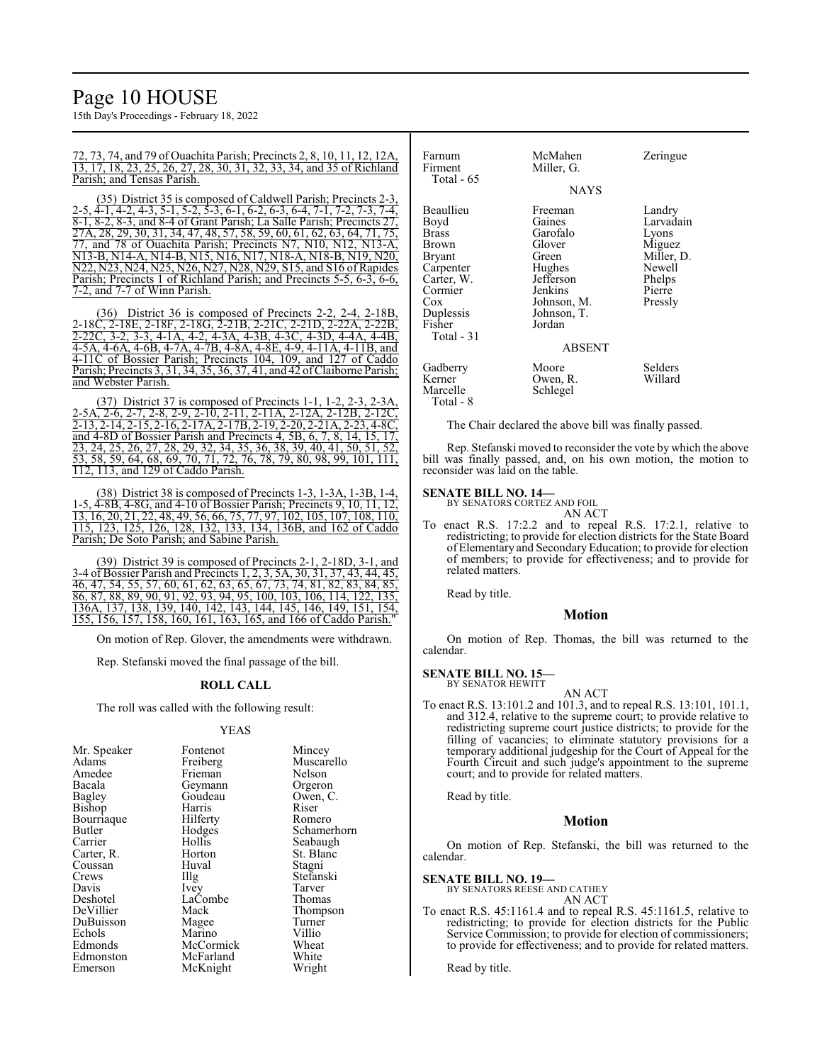72, 73, 74, and 79 of Ouachita Parish; Precincts 2, 8, 10, 11, 12, 12A, 13, 17, 18, 23, 25, 26, 27, 28, 30, 31, 32, 33, 34, and 35 of Richland Parish; and Tensas Parish.

(35) District 35 is composed of Caldwell Parish; Precincts 2-3, 2-5, 4-1, 4-2, 4-3, 5-1, 5-2, 5-3, 6-1, 6-2, 6-3, 6-4, 7-1, 7-2, 7-3, 7-4, 8-1, 8-2, 8-3, and 8-4 of Grant Parish; La Salle Parish; Precincts 27, 27A, 28, 29, 30, 31, 34, 47, 48, 57, 58, 59, 60, 61, 62, 63, 64, 71, 75, 77, and 78 of Ouachita Parish; Precincts N7, N10, N12, N13-A, N13-B, N14-A, N14-B, N15, N16, N17, N18-A, N18-B, N19, N20, N22, N23, N24, N25, N26, N27, N28, N29, S15, and S16 of Rapides Parish; Precincts 1 of Richland Parish; and Precincts 5-5, 6-3, 6-6, 7-2, and 7-7 of Winn Parish.

(36) District 36 is composed of Precincts 2-2, 2-4, 2-18B, 2-18C, 2-18E, 2-18F, 2-18G, 2-21B, 2-21C, 2-21D, 2-22A, 2-22B, 2-22C, 3-2, 3-3, 4-1A, 4-2, 4-3A, 4-3B, 4-3C, 4-3D, 4-4A, 4-4B, 4-5A, 4-6A, 4-6B, 4-7A, 4-7B, 4-8A, 4-8E, 4-9, 4-11A, 4-11B, and 4-11C of Bossier Parish; Precincts 104, 109, and 127 of Caddo Parish; Precincts 3, 31, 34, 35, 36, 37, 41, and 42 of Claiborne Parish; and Webster Parish.

(37) District 37 is composed of Precincts 1-1, 1-2, 2-3, 2-3A, 2-5A, 2-6, 2-7, 2-8, 2-9, 2-10, 2-11, 2-11A, 2-12A, 2-12B, 2-12C, 2-13, 2-14, 2-15, 2-16, 2-17A, 2-17B, 2-19, 2-20, 2-21A, 2-23, 4-8C, and 4-8D of Bossier Parish and Precincts 4, 5B, 6, 7, 8, 14, 15, 17, 23, 24, 25, 26, 27, 28, 29, 32, 34, 35, 36, 38, 39, 40, 41, 50, 51, 52, 53, 58, 59, 64, 68, 69, 70, 71, 72, 76, 78, 79, 80, 98, 99, 101, 111, 112, 113, and 129 of Caddo Parish.

(38) District 38 is composed of Precincts 1-3, 1-3A, 1-3B, 1-4, 1-5, 4-8B, 4-8G, and 4-10 of Bossier Parish; Precincts 9, 10, 11, 12, 13, 16, 20, 21, 22, 48, 49, 56, 66, 75, 77, 97, 102, 105, 107, 108, 110, 115, 123, 125, 126, 128, 132, 133, 134, 136B, and 162 of Caddo Parish; De Soto Parish; and Sabine Parish.

(39) District 39 is composed of Precincts 2-1, 2-18D, 3-1, and 3-4 of Bossier Parish and Precincts 1, 2, 3, 5A, 30, 31, 37, 43, 44, 45, 46, 47, 54, 55, 57, 60, 61, 62, 63, 65, 67, 73, 74, 81, 82, 83, 84, 85, 86, 87, 88, 89, 90, 91, 92, 93, 94, 95, 100, 103, 106, 114, 122, 135, 136A, 137, 138, 139, 140, 142, 143, 144, 145, 146, 149, 151, 154, 155, 156, 157, 158, 160, 161, 163, 165, and 166 of Caddo Parish."

On motion of Rep. Glover, the amendments were withdrawn.

Rep. Stefanski moved the final passage of the bill.

**ROLL CALL**

The roll was called with the following result:

YEAS

| | | |
|---|---|---|
| Mr. Speaker | Fontenot | Mincey |
| Adams | Freiberg | Muscarello |
| Amedee | Frieman | Nelson |
| Bacala | Geymann | Orgeron |
| Bagley | Goudeau | Owen, C. |
| Bishop | Harris | Riser |
| Bourriaque | Hilferty | Romero |
| Butler | Hodges | Schamerhorn |
| Carrier | Hollis | Seabaugh |
| Carter, R. | Horton | St. Blanc |
| Coussan | Huval | Stagni |
| Crews | Illg | Stefanski |
| Davis | Ivey | Tarver |
| Deshotel | LaCombe | Thomas |
| DeVillier | Mack | Thompson |
| DuBuisson | Magee | Turner |
| Echols | Marino | Villio |
| Edmonds | McCormick | Wheat |
| Edmonston | McFarland | White |
| Emerson | McKnight | Wright |
| Farnum | McMahen | Zeringue |
| Firment | Miller, G. | |
| Total - 65 | | |

NAYS

| | | |
|---|---|---|
| Beaullieu | Freeman | Landry |
| Boyd | Gaines | Larvadain |
| Brass | Garofalo | Lyons |
| Brown | Glover | Miguez |
| Bryant | Green | Miller, D. |
| Carpenter | Hughes | Newell |
| Carter, W. | Jefferson | Phelps |
| Cormier | Jenkins | Pierre |
| Cox | Johnson, M. | Pressly |
| Duplessis | Johnson, T. | |
| Fisher | Jordan | |
| Total - 31 | | |

ABSENT

| | | |
|---|---|---|
| Gadberry | Moore | Selders |
| Kerner | Owen, R. | Willard |
| Marcelle | Schlegel | |
| Total - 8 | | |

The Chair declared the above bill was finally passed.

Rep. Stefanski moved to reconsider the vote by which the above bill was finally passed, and, on his own motion, the motion to reconsider was laid on the table.

**SENATE BILL NO. 14—**
BY SENATORS CORTEZ AND FOIL
AN ACT
To enact R.S. 17:2.2 and to repeal R.S. 17:2.1, relative to redistricting; to provide for election districts for the State Board of Elementary and Secondary Education; to provide for election of members; to provide for effectiveness; and to provide for related matters.

Read by title.

## Motion

On motion of Rep. Thomas, the bill was returned to the calendar.

**SENATE BILL NO. 15—**
BY SENATOR HEWITT
AN ACT
To enact R.S. 13:101.2 and 101.3, and to repeal R.S. 13:101, 101.1, and 312.4, relative to the supreme court; to provide relative to redistricting supreme court justice districts; to provide for the filling of vacancies; to eliminate statutory provisions for a temporary additional judgeship for the Court of Appeal for the Fourth Circuit and such judge's appointment to the supreme court; and to provide for related matters.

Read by title.

## Motion

On motion of Rep. Stefanski, the bill was returned to the calendar.

**SENATE BILL NO. 19—**
BY SENATORS REESE AND CATHEY
AN ACT
To enact R.S. 45:1161.4 and to repeal R.S. 45:1161.5, relative to redistricting; to provide for election districts for the Public Service Commission; to provide for election of commissioners; to provide for effectiveness; and to provide for related matters.

Read by title.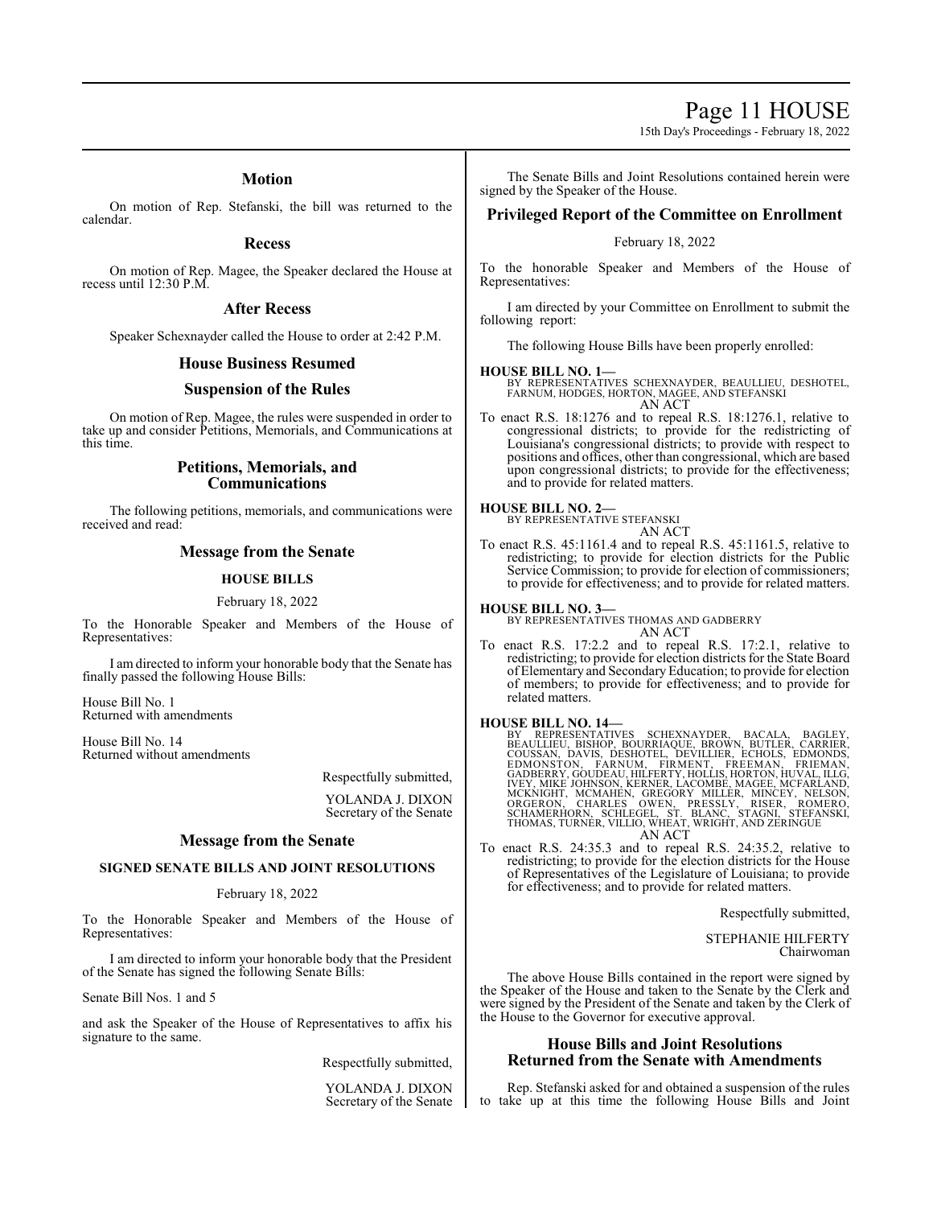## Motion

On motion of Rep. Stefanski, the bill was returned to the calendar.

## Recess

On motion of Rep. Magee, the Speaker declared the House at recess until 12:30 P.M.

## After Recess

Speaker Schexnayder called the House to order at 2:42 P.M.

## House Business Resumed

## Suspension of the Rules

On motion of Rep. Magee, the rules were suspended in order to take up and consider Petitions, Memorials, and Communications at this time.

## Petitions, Memorials, and Communications

The following petitions, memorials, and communications were received and read:

## Message from the Senate

### HOUSE BILLS

February 18, 2022

To the Honorable Speaker and Members of the House of Representatives:

I am directed to inform your honorable body that the Senate has finally passed the following House Bills:

House Bill No. 1
Returned with amendments

House Bill No. 14
Returned without amendments

Respectfully submitted,

YOLANDA J. DIXON
Secretary of the Senate

## Message from the Senate

### SIGNED SENATE BILLS AND JOINT RESOLUTIONS

February 18, 2022

To the Honorable Speaker and Members of the House of Representatives:

I am directed to inform your honorable body that the President of the Senate has signed the following Senate Bills:

Senate Bill Nos. 1 and 5

and ask the Speaker of the House of Representatives to affix his signature to the same.

Respectfully submitted,

YOLANDA J. DIXON
Secretary of the Senate

The Senate Bills and Joint Resolutions contained herein were signed by the Speaker of the House.

## Privileged Report of the Committee on Enrollment

February 18, 2022

To the honorable Speaker and Members of the House of Representatives:

I am directed by your Committee on Enrollment to submit the following report:

The following House Bills have been properly enrolled:

**HOUSE BILL NO. 1—**
BY REPRESENTATIVES SCHEXNAYDER, BEAULLIEU, DESHOTEL, FARNUM, HODGES, HORTON, MAGEE, AND STEFANSKI
AN ACT

To enact R.S. 18:1276 and to repeal R.S. 18:1276.1, relative to congressional districts; to provide for the redistricting of Louisiana's congressional districts; to provide with respect to positions and offices, other than congressional, which are based upon congressional districts; to provide for the effectiveness; and to provide for related matters.

**HOUSE BILL NO. 2—**
BY REPRESENTATIVE STEFANSKI
AN ACT

To enact R.S. 45:1161.4 and to repeal R.S. 45:1161.5, relative to redistricting; to provide for election districts for the Public Service Commission; to provide for election of commissioners; to provide for effectiveness; and to provide for related matters.

**HOUSE BILL NO. 3—**
BY REPRESENTATIVES THOMAS AND GADBERRY
AN ACT

To enact R.S. 17:2.2 and to repeal R.S. 17:2.1, relative to redistricting; to provide for election districts for the State Board of Elementary and Secondary Education; to provide for election of members; to provide for effectiveness; and to provide for related matters.

**HOUSE BILL NO. 14—**
BY REPRESENTATIVES SCHEXNAYDER, BACALA, BAGLEY, BEAULLIEU, BISHOP, BOURRIAQUE, BROWN, BUTLER, CARRIER, COUSSAN, DAVIS, DESHOTEL, DEVILLIER, ECHOLS, EDMONDS, EDMONSTON, FARNUM, FIRMENT, FREEMAN, FRIEMAN, GADBERRY, GOUDEAU, HILFERTY, HOLLIS, HORTON, HUVAL, ILLG, IVEY, MIKE JOHNSON, KERNER, LACOMBE, MAGEE, MCFARLAND, MCKNIGHT, MCMAHEN, GREGORY MILLER, MINCEY, NELSON, ORGERON, CHARLES OWEN, PRESSLY, RISER, ROMERO, SCHAMERHORN, SCHLEGEL, ST. BLANC, STAGNI, STEFANSKI, THOMAS, TURNER, VILLIO, WHEAT, WRIGHT, AND ZERINGUE
AN ACT

To enact R.S. 24:35.3 and to repeal R.S. 24:35.2, relative to redistricting; to provide for the election districts for the House of Representatives of the Legislature of Louisiana; to provide for effectiveness; and to provide for related matters.

Respectfully submitted,

STEPHANIE HILFERTY
Chairwoman

The above House Bills contained in the report were signed by the Speaker of the House and taken to the Senate by the Clerk and were signed by the President of the Senate and taken by the Clerk of the House to the Governor for executive approval.

## House Bills and Joint Resolutions Returned from the Senate with Amendments

Rep. Stefanski asked for and obtained a suspension of the rules to take up at this time the following House Bills and Joint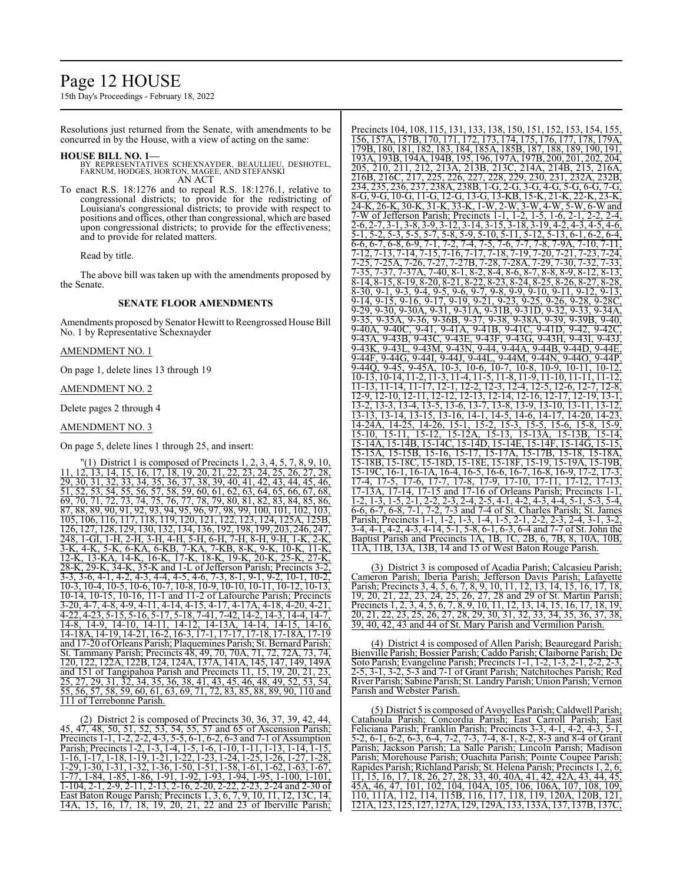Resolutions just returned from the Senate, with amendments to be concurred in by the House, with a view of acting on the same:

**HOUSE BILL NO. 1—**
BY REPRESENTATIVES SCHEXNAYDER, BEAULLIEU, DESHOTEL, FARNUM, HODGES, HORTON, MAGEE, AND STEFANSKI
AN ACT

To enact R.S. 18:1276 and to repeal R.S. 18:1276.1, relative to congressional districts; to provide for the redistricting of Louisiana's congressional districts; to provide with respect to positions and offices, other than congressional, which are based upon congressional districts; to provide for the effectiveness; and to provide for related matters.

Read by title.

The above bill was taken up with the amendments proposed by the Senate.

**SENATE FLOOR AMENDMENTS**

Amendments proposed by Senator Hewitt to Reengrossed House Bill No. 1 by Representative Schexnayder

AMENDMENT NO. 1

On page 1, delete lines 13 through 19

AMENDMENT NO. 2

Delete pages 2 through 4

AMENDMENT NO. 3

On page 5, delete lines 1 through 25, and insert:

"(1) District 1 is composed of Precincts 1, 2, 3, 4, 5, 7, 8, 9, 10, 11, 12, 13, 14, 15, 16, 17, 18, 19, 20, 21, 22, 23, 24, 25, 26, 27, 28, 29, 30, 31, 32, 33, 34, 35, 36, 37, 38, 39, 40, 41, 42, 43, 44, 45, 46, 51, 52, 53, 54, 55, 56, 57, 58, 59, 60, 61, 62, 63, 64, 65, 66, 67, 68, 69, 70, 71, 72, 73, 74, 75, 76, 77, 78, 79, 80, 81, 82, 83, 84, 85, 86, 87, 88, 89, 90, 91, 92, 93, 94, 95, 96, 97, 98, 99, 100, 101, 102, 103, 105, 106, 116, 117, 118, 119, 120, 121, 122, 123, 124, 125A, 125B, 126, 127, 128, 129, 130, 132, 134, 136, 192, 198, 199, 203, 246, 247, 248, 1-GI, 1-H, 2-H, 3-H, 4-H, 5-H, 6-H, 7-H, 8-H, 9-H, 1-K, 2-K, 3-K, 4-K, 5-K, 6-KA, 6-KB, 7-KA, 7-KB, 8-K, 9-K, 10-K, 11-K, 12-K, 13-KA, 14-K, 16-K, 17-K, 18-K, 19-K, 20-K, 25-K, 27-K, 28-K, 29-K, 34-K, 35-K and 1-L of Jefferson Parish; Precincts 3-2, 3-3, 3-6, 4-1, 4-2, 4-3, 4-4, 4-5, 4-6, 7-3, 8-1, 9-1, 9-2, 10-1, 10-2, 10-3, 10-4, 10-5, 10-6, 10-7, 10-8, 10-9, 10-10, 10-11, 10-12, 10-13, 10-14, 10-15, 10-16, 11-1 and 11-2 of Lafourche Parish; Precincts 3-20, 4-7, 4-8, 4-9, 4-11, 4-14, 4-15, 4-17, 4-17A, 4-18, 4-20, 4-21, 4-22, 4-23, 5-15, 5-16, 5-17, 5-18, 7-41, 7-42, 14-2, 14-3, 14-4, 14-7, 14-8, 14-9, 14-10, 14-11, 14-12, 14-13A, 14-14, 14-15, 14-16, 14-18A, 14-19, 14-21, 16-2, 16-3, 17-1, 17-17, 17-18, 17-18A, 17-19 and 17-20 of Orleans Parish; Plaquemines Parish; St. Bernard Parish; St. Tammany Parish; Precincts 48, 49, 70, 70A, 71, 72, 72A, 73, 74, 120, 122, 122A, 122B, 124, 124A, 137A, 141A, 145, 147, 149, 149A and 151 of Tangipahoa Parish and Precincts 11, 15, 19, 20, 21, 23, 25, 27, 29, 31, 32, 34, 35, 36, 38, 41, 43, 45, 46, 48, 49, 52, 53, 54, 55, 56, 57, 58, 59, 60, 61, 63, 69, 71, 72, 83, 85, 88, 89, 90, 110 and 111 of Terrebonne Parish.

(2) District 2 is composed of Precincts 30, 36, 37, 39, 42, 44, 45, 47, 48, 50, 51, 52, 53, 54, 55, 57 and 65 of Ascension Parish; Precincts 1-1, 1-2, 2-2, 4-3, 5-5, 6-1, 6-2, 6-3 and 7-1 of Assumption Parish; Precincts 1-2, 1-3, 1-4, 1-5, 1-6, 1-10, 1-11, 1-13, 1-14, 1-15, 1-16, 1-17, 1-18, 1-19, 1-21, 1-22, 1-23, 1-24, 1-25, 1-26, 1-27, 1-28, 1-29, 1-30, 1-31, 1-32, 1-36, 1-50, 1-51, 1-58, 1-61, 1-62, 1-63, 1-67, 1-77, 1-84, 1-85, 1-86, 1-91, 1-92, 1-93, 1-94, 1-95, 1-100, 1-101, 1-104, 2-1, 2-9, 2-11, 2-13, 2-16, 2-20, 2-22, 2-23, 2-24 and 2-30 of East Baton Rouge Parish; Precincts 1, 3, 6, 7, 9, 10, 11, 12, 13C, 14, 14A, 15, 16, 17, 18, 19, 20, 21, 22 and 23 of Iberville Parish; Precincts 104, 108, 115, 131, 133, 138, 150, 151, 152, 153, 154, 155, 156, 157A, 157B, 170, 171, 172, 173, 174, 175, 176, 177, 178, 179A, 179B, 180, 181, 182, 183, 184, 185A, 185B, 187, 188, 189, 190, 191, 193A, 193B, 194A, 194B, 195, 196, 197A, 197B, 200, 201, 202, 204, 205, 210, 211, 212, 213A, 213B, 213C, 214A, 214B, 215, 216A, 216B, 216C, 217, 225, 226, 227, 228, 229, 230, 231, 232A, 232B, 234, 235, 236, 237, 238A, 238B, 1-G, 2-G, 3-G, 4-G, 5-G, 6-G, 7-G, 8-G, 9-G, 10-G, 11-G, 12-G, 13-G, 13-KB, 15-K, 21-K, 22-K, 23-K, 24-K, 26-K, 30-K, 31-K, 33-K, 1-W, 2-W, 3-W, 4-W, 5-W, 6-W and 7-W of Jefferson Parish; Precincts 1-1, 1-2, 1-5, 1-6, 2-1, 2-2, 2-4, 2-6, 2-7, 3-1, 3-8, 3-9, 3-12, 3-14, 3-15, 3-18, 3-19, 4-2, 4-3, 4-5, 4-6, 5-1, 5-2, 5-3, 5-5, 5-7, 5-8, 5-9, 5-10, 5-11, 5-12, 5-13, 6-1, 6-2, 6-4, 6-6, 6-7, 6-8, 6-9, 7-1, 7-2, 7-4, 7-5, 7-6, 7-7, 7-8, 7-9A, 7-10, 7-11, 7-12, 7-13, 7-14, 7-15, 7-16, 7-17, 7-18, 7-19, 7-20, 7-21, 7-23, 7-24, 7-25, 7-25A, 7-26, 7-27, 7-27B, 7-28, 7-28A, 7-29, 7-30, 7-32, 7-33, 7-35, 7-37, 7-37A, 7-40, 8-1, 8-2, 8-4, 8-6, 8-7, 8-8, 8-9, 8-12, 8-13, 8-14, 8-15, 8-19, 8-20, 8-21, 8-22, 8-23, 8-24, 8-25, 8-26, 8-27, 8-28, 8-30, 9-1, 9-3, 9-4, 9-5, 9-6, 9-7, 9-8, 9-9, 9-10, 9-11, 9-12, 9-13, 9-14, 9-15, 9-16, 9-17, 9-19, 9-21, 9-23, 9-25, 9-26, 9-28, 9-28C, 9-29, 9-30, 9-30A, 9-31, 9-31A, 9-31B, 9-31D, 9-32, 9-33, 9-34A, 9-35, 9-35A, 9-36, 9-36B, 9-37, 9-38, 9-38A, 9-39, 9-39B, 9-40, 9-40A, 9-40C, 9-41, 9-41A, 9-41B, 9-41C, 9-41D, 9-42, 9-42C, 9-43A, 9-43B, 9-43C, 9-43E, 9-43F, 9-43G, 9-43H, 9-43I, 9-43J, 9-43K, 9-43L, 9-43M, 9-43N, 9-44, 9-44A, 9-44B, 9-44D, 9-44E, 9-44F, 9-44G, 9-44I, 9-44J, 9-44L, 9-44M, 9-44N, 9-44O, 9-44P, 9-44Q, 9-45, 9-45A, 10-3, 10-6, 10-7, 10-8, 10-9, 10-11, 10-12, 10-13, 10-14, 11-2, 11-3, 11-4, 11-5, 11-8, 11-9, 11-10, 11-11, 11-12, 11-13, 11-14, 11-17, 12-1, 12-2, 12-3, 12-4, 12-5, 12-6, 12-7, 12-8, 12-9, 12-10, 12-11, 12-12, 12-13, 12-14, 12-16, 12-17, 12-19, 13-1, 13-2, 13-3, 13-4, 13-5, 13-6, 13-7, 13-8, 13-9, 13-10, 13-11, 13-12, 13-13, 13-14, 13-15, 13-16, 14-1, 14-5, 14-6, 14-17, 14-20, 14-23, 14-24A, 14-25, 14-26, 15-1, 15-2, 15-3, 15-5, 15-6, 15-8, 15-9, 15-10, 15-11, 15-12, 15-12A, 15-13, 15-13A, 15-13B, 15-14, 15-14A, 15-14B, 15-14C, 15-14D, 15-14E, 15-14F, 15-14G, 15-15, 15-15A, 15-15B, 15-16, 15-17, 15-17A, 15-17B, 15-18, 15-18A, 15-18B, 15-18C, 15-18D, 15-18E, 15-18F, 15-19, 15-19A, 15-19B, 15-19C, 16-1, 16-1A, 16-4, 16-5, 16-6, 16-7, 16-8, 16-9, 17-2, 17-3, 17-4, 17-5, 17-6, 17-7, 17-8, 17-9, 17-10, 17-11, 17-12, 17-13, 17-13A, 17-14, 17-15 and 17-16 of Orleans Parish; Precincts 1-1, 1-2, 1-3, 1-5, 2-1, 2-2, 2-3, 2-4, 2-5, 4-1, 4-2, 4-3, 4-4, 5-1, 5-3, 5-4, 6-6, 6-7, 6-8, 7-1, 7-2, 7-3 and 7-4 of St. Charles Parish; St. James Parish; Precincts 1-1, 1-2, 1-3, 1-4, 1-5, 2-1, 2-2, 2-3, 2-4, 3-1, 3-2, 3-4, 4-1, 4-2, 4-3, 4-14, 5-1, 5-8, 6-1, 6-3, 6-4 and 7-7 of St. John the Baptist Parish and Precincts 1A, 1B, 1C, 2B, 6, 7B, 8, 10A, 10B, 11A, 11B, 13A, 13B, 14 and 15 of West Baton Rouge Parish.

(3) District 3 is composed of Acadia Parish; Calcasieu Parish; Cameron Parish; Iberia Parish; Jefferson Davis Parish; Lafayette Parish; Precincts 3, 4, 5, 6, 7, 8, 9, 10, 11, 12, 13, 14, 15, 16, 17, 18, 19, 20, 21, 22, 23, 24, 25, 26, 27, 28 and 29 of St. Martin Parish; Precincts 1, 2, 3, 4, 5, 6, 7, 8, 9, 10, 11, 12, 13, 14, 15, 16, 17, 18, 19, 20, 21, 22, 23, 25, 26, 27, 28, 29, 30, 31, 32, 33, 34, 35, 36, 37, 38, 39, 40, 42, 43 and 44 of St. Mary Parish and Vermilion Parish.

(4) District 4 is composed of Allen Parish; Beauregard Parish; Bienville Parish; Bossier Parish; Caddo Parish; Claiborne Parish; De Soto Parish; Evangeline Parish; Precincts 1-1, 1-2, 1-3, 2-1, 2-2, 2-3, 2-5, 3-1, 3-2, 5-3 and 7-1 of Grant Parish; Natchitoches Parish; Red River Parish; Sabine Parish; St. Landry Parish; Union Parish; Vernon Parish and Webster Parish.

(5) District 5 is composed of Avoyelles Parish; Caldwell Parish; Catahoula Parish; Concordia Parish; East Carroll Parish; East Feliciana Parish; Franklin Parish; Precincts 3-3, 4-1, 4-2, 4-3, 5-1, 5-2, 6-1, 6-2, 6-3, 6-4, 7-2, 7-3, 7-4, 8-1, 8-2, 8-3 and 8-4 of Grant Parish; Jackson Parish; La Salle Parish; Lincoln Parish; Madison Parish; Morehouse Parish; Ouachita Parish; Pointe Coupee Parish; Rapides Parish; Richland Parish; St. Helena Parish; Precincts 1, 2, 6, 11, 15, 16, 17, 18, 26, 27, 28, 33, 40, 40A, 41, 42, 42A, 43, 44, 45, 45A, 46, 47, 101, 102, 104, 104A, 105, 106, 106A, 107, 108, 109, 110, 111A, 112, 114, 115B, 116, 117, 118, 119, 120A, 120B, 121, 121A, 123, 125, 127, 127A, 129, 129A, 133, 133A, 137, 137B, 137C,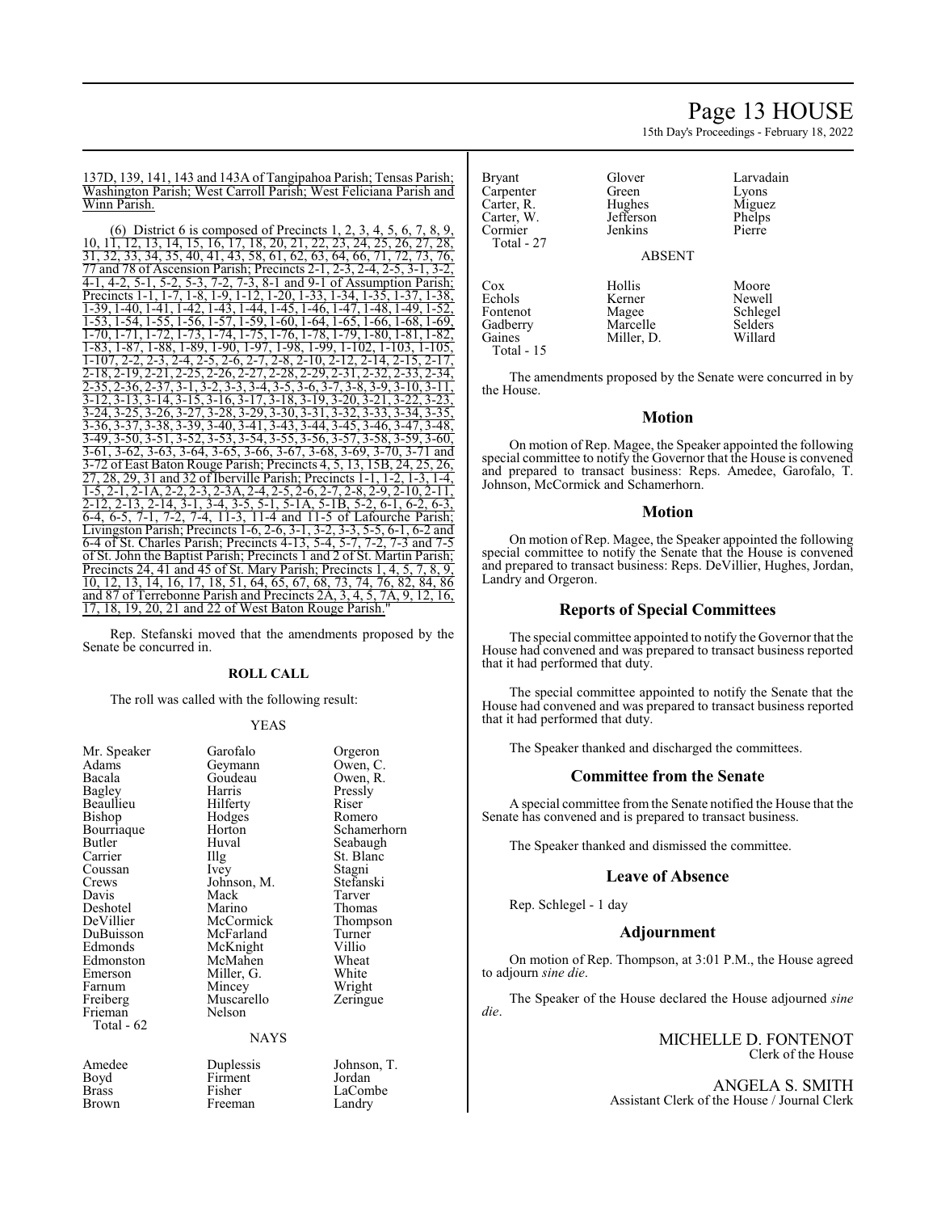137D, 139, 141, 143 and 143A of Tangipahoa Parish; Tensas Parish; Washington Parish; West Carroll Parish; West Feliciana Parish and Winn Parish.

(6) District 6 is composed of Precincts 1, 2, 3, 4, 5, 6, 7, 8, 9, 10, 11, 12, 13, 14, 15, 16, 17, 18, 20, 21, 22, 23, 24, 25, 26, 27, 28, 31, 32, 33, 34, 35, 40, 41, 43, 58, 61, 62, 63, 64, 66, 71, 72, 73, 76, 77 and 78 of Ascension Parish; Precincts 2-1, 2-3, 2-4, 2-5, 3-1, 3-2, 4-1, 4-2, 5-1, 5-2, 5-3, 7-2, 7-3, 8-1 and 9-1 of Assumption Parish; Precincts 1-1, 1-7, 1-8, 1-9, 1-12, 1-20, 1-33, 1-34, 1-35, 1-37, 1-38, 1-39, 1-40, 1-41, 1-42, 1-43, 1-44, 1-45, 1-46, 1-47, 1-48, 1-49, 1-52, 1-53, 1-54, 1-55, 1-56, 1-57, 1-59, 1-60, 1-64, 1-65, 1-66, 1-68, 1-69, 1-70, 1-71, 1-72, 1-73, 1-74, 1-75, 1-76, 1-78, 1-79, 1-80, 1-81, 1-82, 1-83, 1-87, 1-88, 1-89, 1-90, 1-97, 1-98, 1-99, 1-102, 1-103, 1-105, 1-107, 2-2, 2-3, 2-4, 2-5, 2-6, 2-7, 2-8, 2-10, 2-12, 2-14, 2-15, 2-17, 2-18, 2-19, 2-21, 2-25, 2-26, 2-27, 2-28, 2-29, 2-31, 2-32, 2-33, 2-34, 2-35, 2-36, 2-37, 3-1, 3-2, 3-3, 3-4, 3-5, 3-6, 3-7, 3-8, 3-9, 3-10, 3-11, 3-12, 3-13, 3-14, 3-15, 3-16, 3-17, 3-18, 3-19, 3-20, 3-21, 3-22, 3-23, 3-24, 3-25, 3-26, 3-27, 3-28, 3-29, 3-30, 3-31, 3-32, 3-33, 3-34, 3-35, 3-36, 3-37, 3-38, 3-39, 3-40, 3-41, 3-43, 3-44, 3-45, 3-46, 3-47, 3-48, 3-49, 3-50, 3-51, 3-52, 3-53, 3-54, 3-55, 3-56, 3-57, 3-58, 3-59, 3-60, 3-61, 3-62, 3-63, 3-64, 3-65, 3-66, 3-67, 3-68, 3-69, 3-70, 3-71 and 3-72 of East Baton Rouge Parish; Precincts 4, 5, 13, 15B, 24, 25, 26, 27, 28, 29, 31 and 32 of Iberville Parish; Precincts 1-1, 1-2, 1-3, 1-4, 1-5, 2-1, 2-1A, 2-2, 2-3, 2-3A, 2-4, 2-5, 2-6, 2-7, 2-8, 2-9, 2-10, 2-11, 2-12, 2-13, 2-14, 3-1, 3-4, 3-5, 5-1, 5-1A, 5-1B, 5-2, 6-1, 6-2, 6-3, 6-4, 6-5, 7-1, 7-2, 7-4, 11-3, 11-4 and 11-5 of Lafourche Parish; Livingston Parish; Precincts 1-6, 2-6, 3-1, 3-2, 3-3, 5-5, 6-1, 6-2 and 6-4 of St. Charles Parish; Precincts 4-13, 5-4, 5-7, 7-2, 7-3 and 7-5 of St. John the Baptist Parish; Precincts 1 and 2 of St. Martin Parish; Precincts 24, 41 and 45 of St. Mary Parish; Precincts 1, 4, 5, 7, 8, 9, 10, 12, 13, 14, 16, 17, 18, 51, 64, 65, 67, 68, 73, 74, 76, 82, 84, 86 and 87 of Terrebonne Parish and Precincts 2A, 3, 4, 5, 7A, 9, 12, 16, 17, 18, 19, 20, 21 and 22 of West Baton Rouge Parish."

Rep. Stefanski moved that the amendments proposed by the Senate be concurred in.

**ROLL CALL**

The roll was called with the following result:

YEAS

| | | |
|---|---|---|
| Mr. Speaker | Garofalo | Orgeron |
| Adams | Geymann | Owen, C. |
| Bacala | Goudeau | Owen, R. |
| Bagley | Harris | Pressly |
| Beaullieu | Hilferty | Riser |
| Bishop | Hodges | Romero |
| Bourriaque | Horton | Schamerhorn |
| Butler | Huval | Seabaugh |
| Carrier | Illg | St. Blanc |
| Coussan | Ivey | Stagni |
| Crews | Johnson, M. | Stefanski |
| Davis | Mack | Tarver |
| Deshotel | Marino | Thomas |
| DeVillier | McCormick | Thompson |
| DuBuisson | McFarland | Turner |
| Edmonds | McKnight | Villio |
| Edmonston | McMahen | Wheat |
| Emerson | Miller, G. | White |
| Farnum | Mincey | Wright |
| Freiberg | Muscarello | Zeringue |
| Frieman | Nelson | |
| Total - 62 | | |

NAYS

| | | |
|---|---|---|
| Amedee | Duplessis | Johnson, T. |
| Boyd | Firment | Jordan |
| Brass | Fisher | LaCombe |
| Brown | Freeman | Landry |
| Bryant | Glover | Larvadain |
| Carpenter | Green | Lyons |
| Carter, R. | Hughes | Miguez |
| Carter, W. | Jefferson | Phelps |
| Cormier | Jenkins | Pierre |
| Total - 27 | | |

ABSENT

| | | |
|---|---|---|
| Cox | Hollis | Moore |
| Echols | Kerner | Newell |
| Fontenot | Magee | Schlegel |
| Gadberry | Marcelle | Selders |
| Gaines | Miller, D. | Willard |
| Total - 15 | | |

The amendments proposed by the Senate were concurred in by the House.

## Motion

On motion of Rep. Magee, the Speaker appointed the following special committee to notify the Governor that the House is convened and prepared to transact business: Reps. Amedee, Garofalo, T. Johnson, McCormick and Schamerhorn.

## Motion

On motion of Rep. Magee, the Speaker appointed the following special committee to notify the Senate that the House is convened and prepared to transact business: Reps. DeVillier, Hughes, Jordan, Landry and Orgeron.

## Reports of Special Committees

The special committee appointed to notify the Governor that the House had convened and was prepared to transact business reported that it had performed that duty.

The special committee appointed to notify the Senate that the House had convened and was prepared to transact business reported that it had performed that duty.

The Speaker thanked and discharged the committees.

## Committee from the Senate

A special committee from the Senate notified the House that the Senate has convened and is prepared to transact business.

The Speaker thanked and dismissed the committee.

## Leave of Absence

Rep. Schlegel - 1 day

## Adjournment

On motion of Rep. Thompson, at 3:01 P.M., the House agreed to adjourn *sine die*.

The Speaker of the House declared the House adjourned *sine die*.

MICHELLE D. FONTENOT
Clerk of the House

ANGELA S. SMITH
Assistant Clerk of the House / Journal Clerk